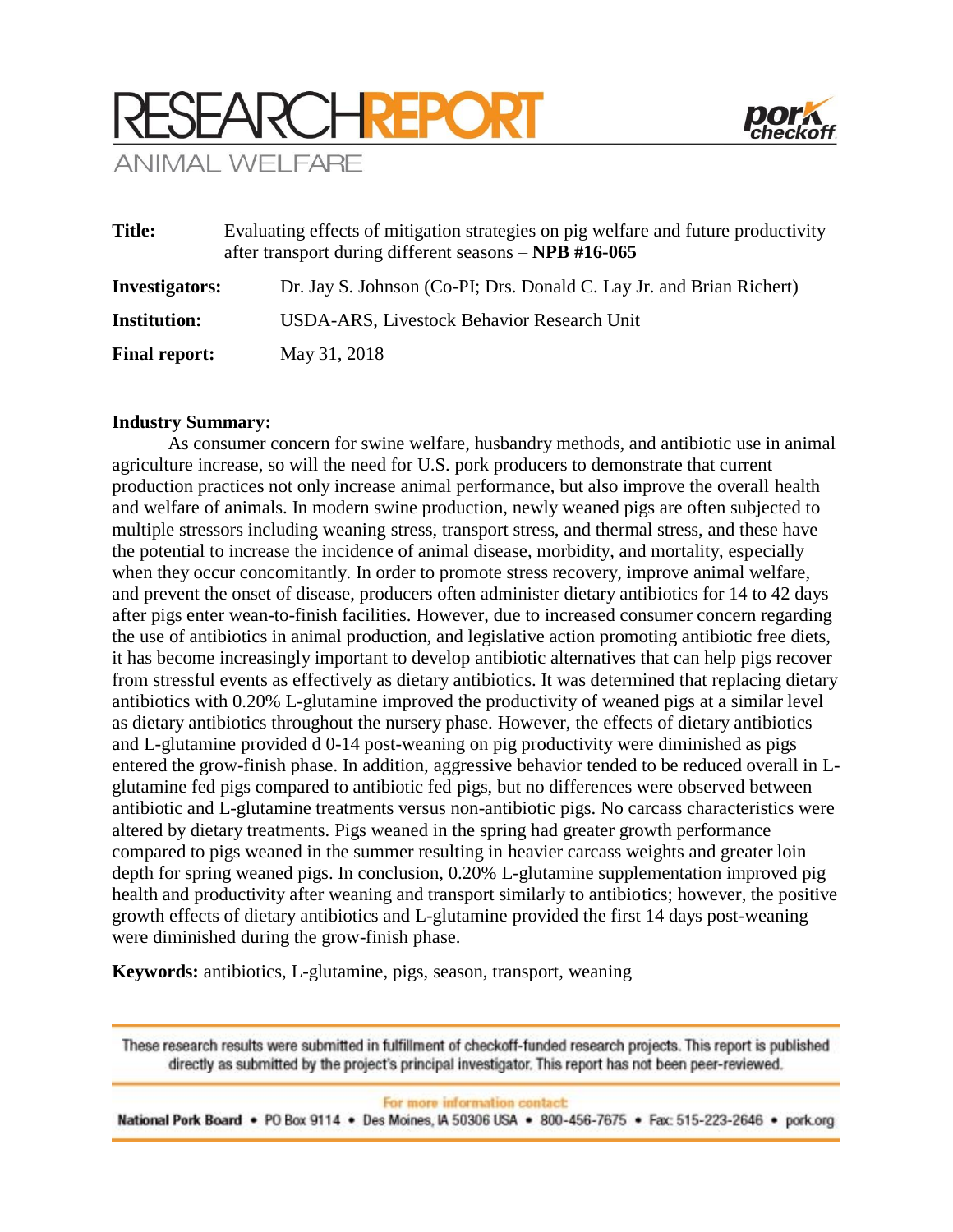# RESEARCH REPORT

ANIMAL WELFARE

**Title:** Evaluating effects of mitigation strategies on pig welfare and future productivity after transport during different seasons – **NPB #16-065**

**Investigators:** Dr. Jay S. Johnson (Co-PI; Drs. Donald C. Lay Jr. and Brian Richert)

**Institution:** USDA-ARS, Livestock Behavior Research Unit

**Final report:** May 31, 2018

**Industry Summary:**

As consumer concern for swine welfare, husbandry methods, and antibiotic use in animal agriculture increase, so will the need for U.S. pork producers to demonstrate that current production practices not only increase animal performance, but also improve the overall health and welfare of animals. In modern swine production, newly weaned pigs are often subjected to multiple stressors including weaning stress, transport stress, and thermal stress, and these have the potential to increase the incidence of animal disease, morbidity, and mortality, especially when they occur concomitantly. In order to promote stress recovery, improve animal welfare, and prevent the onset of disease, producers often administer dietary antibiotics for 14 to 42 days after pigs enter wean-to-finish facilities. However, due to increased consumer concern regarding the use of antibiotics in animal production, and legislative action promoting antibiotic free diets, it has become increasingly important to develop antibiotic alternatives that can help pigs recover from stressful events as effectively as dietary antibiotics. It was determined that replacing dietary antibiotics with 0.20% L-glutamine improved the productivity of weaned pigs at a similar level as dietary antibiotics throughout the nursery phase. However, the effects of dietary antibiotics and L-glutamine provided d 0-14 post-weaning on pig productivity were diminished as pigs entered the grow-finish phase. In addition, aggressive behavior tended to be reduced overall in L-glutamine fed pigs compared to antibiotic fed pigs, but no differences were observed between antibiotic and L-glutamine treatments versus non-antibiotic pigs. No carcass characteristics were altered by dietary treatments. Pigs weaned in the spring had greater growth performance compared to pigs weaned in the summer resulting in heavier carcass weights and greater loin depth for spring weaned pigs. In conclusion, 0.20% L-glutamine supplementation improved pig health and productivity after weaning and transport similarly to antibiotics; however, the positive growth effects of dietary antibiotics and L-glutamine provided the first 14 days post-weaning were diminished during the grow-finish phase.

**Keywords:** antibiotics, L-glutamine, pigs, season, transport, weaning

These research results were submitted in fulfillment of checkoff-funded research projects. This report is published directly as submitted by the project's principal investigator. This report has not been peer-reviewed.

For more information contact:

National Pork Board • PO Box 9114 • Des Moines, IA 50306 USA • 800-456-7675 • Fax: 515-223-2646 • pork.org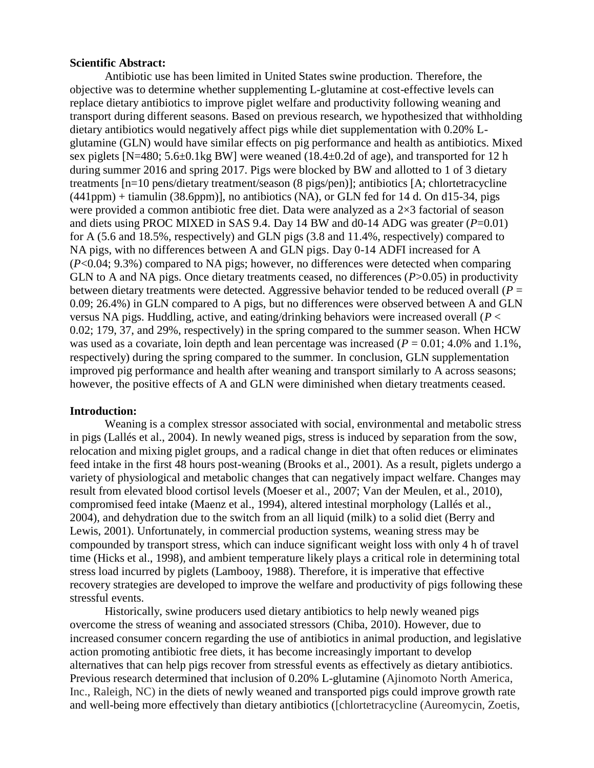**Scientific Abstract:**

Antibiotic use has been limited in United States swine production. Therefore, the objective was to determine whether supplementing L-glutamine at cost-effective levels can replace dietary antibiotics to improve piglet welfare and productivity following weaning and transport during different seasons. Based on previous research, we hypothesized that withholding dietary antibiotics would negatively affect pigs while diet supplementation with 0.20% L-glutamine (GLN) would have similar effects on pig performance and health as antibiotics. Mixed sex piglets [N=480; 5.6±0.1kg BW] were weaned (18.4±0.2d of age), and transported for 12 h during summer 2016 and spring 2017. Pigs were blocked by BW and allotted to 1 of 3 dietary treatments [n=10 pens/dietary treatment/season (8 pigs/pen)]; antibiotics [A; chlortetracycline (441ppm) + tiamulin (38.6ppm)], no antibiotics (NA), or GLN fed for 14 d. On d15-34, pigs were provided a common antibiotic free diet. Data were analyzed as a 2×3 factorial of season and diets using PROC MIXED in SAS 9.4. Day 14 BW and d0-14 ADG was greater ($P$=0.01) for A (5.6 and 18.5%, respectively) and GLN pigs (3.8 and 11.4%, respectively) compared to NA pigs, with no differences between A and GLN pigs. Day 0-14 ADFI increased for A ($P$<0.04; 9.3%) compared to NA pigs; however, no differences were detected when comparing GLN to A and NA pigs. Once dietary treatments ceased, no differences ($P$>0.05) in productivity between dietary treatments were detected. Aggressive behavior tended to be reduced overall ($P$ = 0.09; 26.4%) in GLN compared to A pigs, but no differences were observed between A and GLN versus NA pigs. Huddling, active, and eating/drinking behaviors were increased overall ($P$ < 0.02; 179, 37, and 29%, respectively) in the spring compared to the summer season. When HCW was used as a covariate, loin depth and lean percentage was increased ($P$ = 0.01; 4.0% and 1.1%, respectively) during the spring compared to the summer. In conclusion, GLN supplementation improved pig performance and health after weaning and transport similarly to A across seasons; however, the positive effects of A and GLN were diminished when dietary treatments ceased.

**Introduction:**

Weaning is a complex stressor associated with social, environmental and metabolic stress in pigs (Lallés et al., 2004). In newly weaned pigs, stress is induced by separation from the sow, relocation and mixing piglet groups, and a radical change in diet that often reduces or eliminates feed intake in the first 48 hours post-weaning (Brooks et al., 2001). As a result, piglets undergo a variety of physiological and metabolic changes that can negatively impact welfare. Changes may result from elevated blood cortisol levels (Moeser et al., 2007; Van der Meulen, et al., 2010), compromised feed intake (Maenz et al., 1994), altered intestinal morphology (Lallés et al., 2004), and dehydration due to the switch from an all liquid (milk) to a solid diet (Berry and Lewis, 2001). Unfortunately, in commercial production systems, weaning stress may be compounded by transport stress, which can induce significant weight loss with only 4 h of travel time (Hicks et al., 1998), and ambient temperature likely plays a critical role in determining total stress load incurred by piglets (Lambooy, 1988). Therefore, it is imperative that effective recovery strategies are developed to improve the welfare and productivity of pigs following these stressful events.

Historically, swine producers used dietary antibiotics to help newly weaned pigs overcome the stress of weaning and associated stressors (Chiba, 2010). However, due to increased consumer concern regarding the use of antibiotics in animal production, and legislative action promoting antibiotic free diets, it has become increasingly important to develop alternatives that can help pigs recover from stressful events as effectively as dietary antibiotics. Previous research determined that inclusion of 0.20% L-glutamine (Ajinomoto North America, Inc., Raleigh, NC) in the diets of newly weaned and transported pigs could improve growth rate and well-being more effectively than dietary antibiotics ([chlortetracycline (Aureomycin, Zoetis,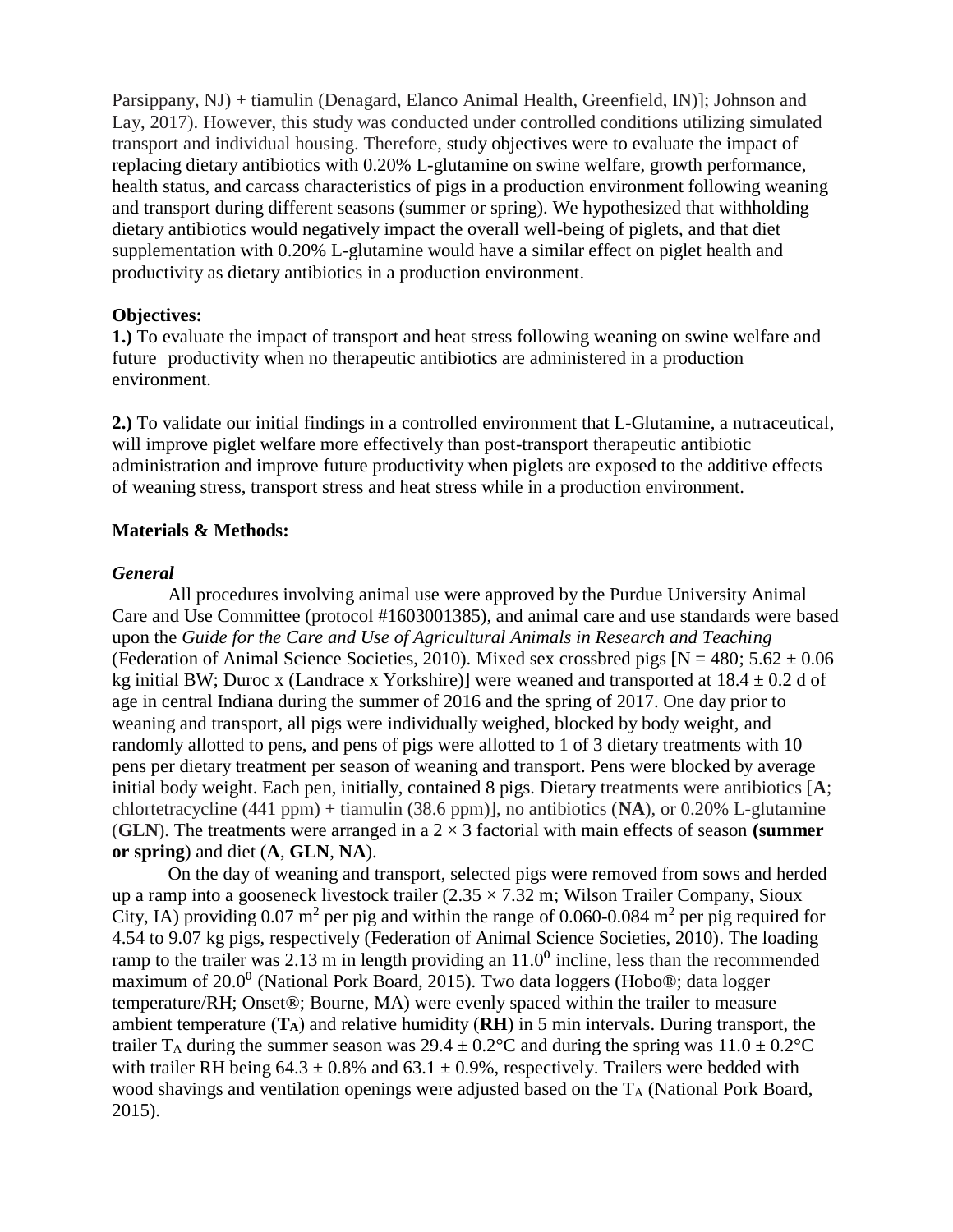Parsippany, NJ) + tiamulin (Denagard, Elanco Animal Health, Greenfield, IN)]; Johnson and Lay, 2017). However, this study was conducted under controlled conditions utilizing simulated transport and individual housing. Therefore, study objectives were to evaluate the impact of replacing dietary antibiotics with 0.20% L-glutamine on swine welfare, growth performance, health status, and carcass characteristics of pigs in a production environment following weaning and transport during different seasons (summer or spring). We hypothesized that withholding dietary antibiotics would negatively impact the overall well-being of piglets, and that diet supplementation with 0.20% L-glutamine would have a similar effect on piglet health and productivity as dietary antibiotics in a production environment.

**Objectives:**

**1.)** To evaluate the impact of transport and heat stress following weaning on swine welfare and future productivity when no therapeutic antibiotics are administered in a production environment.

**2.)** To validate our initial findings in a controlled environment that L-Glutamine, a nutraceutical, will improve piglet welfare more effectively than post-transport therapeutic antibiotic administration and improve future productivity when piglets are exposed to the additive effects of weaning stress, transport stress and heat stress while in a production environment.

**Materials & Methods:**

***General***

All procedures involving animal use were approved by the Purdue University Animal Care and Use Committee (protocol #1603001385), and animal care and use standards were based upon the *Guide for the Care and Use of Agricultural Animals in Research and Teaching* (Federation of Animal Science Societies, 2010). Mixed sex crossbred pigs [N = 480; 5.62 ± 0.06 kg initial BW; Duroc x (Landrace x Yorkshire)] were weaned and transported at 18.4 ± 0.2 d of age in central Indiana during the summer of 2016 and the spring of 2017. One day prior to weaning and transport, all pigs were individually weighed, blocked by body weight, and randomly allotted to pens, and pens of pigs were allotted to 1 of 3 dietary treatments with 10 pens per dietary treatment per season of weaning and transport. Pens were blocked by average initial body weight. Each pen, initially, contained 8 pigs. Dietary treatments were antibiotics [**A**; chlortetracycline (441 ppm) + tiamulin (38.6 ppm)], no antibiotics (**NA**), or 0.20% L-glutamine (**GLN**). The treatments were arranged in a 2 × 3 factorial with main effects of season **(summer or spring**) and diet (**A**, **GLN**, **NA**).

On the day of weaning and transport, selected pigs were removed from sows and herded up a ramp into a gooseneck livestock trailer (2.35 × 7.32 m; Wilson Trailer Company, Sioux City, IA) providing 0.07 $m^2$ per pig and within the range of 0.060-0.084 $m^2$ per pig required for 4.54 to 9.07 kg pigs, respectively (Federation of Animal Science Societies, 2010). The loading ramp to the trailer was 2.13 m in length providing an $11.0^0$ incline, less than the recommended maximum of $20.0^0$ (National Pork Board, 2015). Two data loggers (Hobo®; data logger temperature/RH; Onset®; Bourne, MA) were evenly spaced within the trailer to measure ambient temperature (**$T_A$**) and relative humidity (**RH**) in 5 min intervals. During transport, the trailer $T_A$ during the summer season was 29.4 ± 0.2°C and during the spring was 11.0 ± 0.2°C with trailer RH being 64.3 ± 0.8% and 63.1 ± 0.9%, respectively. Trailers were bedded with wood shavings and ventilation openings were adjusted based on the $T_A$ (National Pork Board, 2015).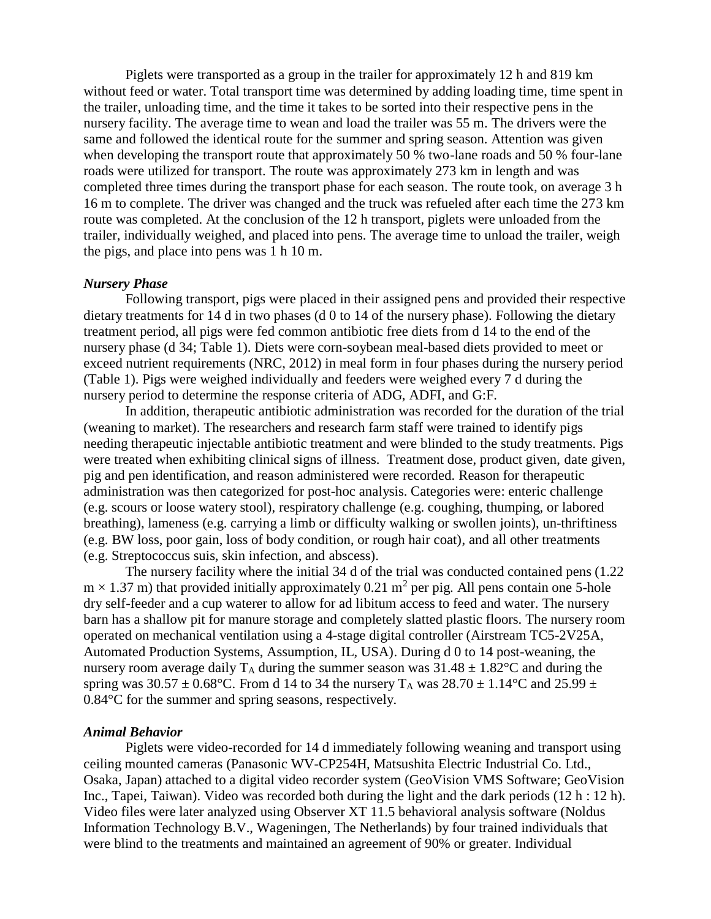Piglets were transported as a group in the trailer for approximately 12 h and 819 km without feed or water. Total transport time was determined by adding loading time, time spent in the trailer, unloading time, and the time it takes to be sorted into their respective pens in the nursery facility. The average time to wean and load the trailer was 55 m. The drivers were the same and followed the identical route for the summer and spring season. Attention was given when developing the transport route that approximately 50 % two-lane roads and 50 % four-lane roads were utilized for transport. The route was approximately 273 km in length and was completed three times during the transport phase for each season. The route took, on average 3 h 16 m to complete. The driver was changed and the truck was refueled after each time the 273 km route was completed. At the conclusion of the 12 h transport, piglets were unloaded from the trailer, individually weighed, and placed into pens. The average time to unload the trailer, weigh the pigs, and place into pens was 1 h 10 m.

### *Nursery Phase*

Following transport, pigs were placed in their assigned pens and provided their respective dietary treatments for 14 d in two phases (d 0 to 14 of the nursery phase). Following the dietary treatment period, all pigs were fed common antibiotic free diets from d 14 to the end of the nursery phase (d 34; Table 1). Diets were corn-soybean meal-based diets provided to meet or exceed nutrient requirements (NRC, 2012) in meal form in four phases during the nursery period (Table 1). Pigs were weighed individually and feeders were weighed every 7 d during the nursery period to determine the response criteria of ADG, ADFI, and G:F.

In addition, therapeutic antibiotic administration was recorded for the duration of the trial (weaning to market). The researchers and research farm staff were trained to identify pigs needing therapeutic injectable antibiotic treatment and were blinded to the study treatments. Pigs were treated when exhibiting clinical signs of illness. Treatment dose, product given, date given, pig and pen identification, and reason administered were recorded. Reason for therapeutic administration was then categorized for post-hoc analysis. Categories were: enteric challenge (e.g. scours or loose watery stool), respiratory challenge (e.g. coughing, thumping, or labored breathing), lameness (e.g. carrying a limb or difficulty walking or swollen joints), un-thriftiness (e.g. BW loss, poor gain, loss of body condition, or rough hair coat), and all other treatments (e.g. Streptococcus suis, skin infection, and abscess).

The nursery facility where the initial 34 d of the trial was conducted contained pens (1.22 m × 1.37 m) that provided initially approximately 0.21 $m^2$ per pig. All pens contain one 5-hole dry self-feeder and a cup waterer to allow for ad libitum access to feed and water. The nursery barn has a shallow pit for manure storage and completely slatted plastic floors. The nursery room operated on mechanical ventilation using a 4-stage digital controller (Airstream TC5-2V25A, Automated Production Systems, Assumption, IL, USA). During d 0 to 14 post-weaning, the nursery room average daily $T_A$ during the summer season was $31.48 \pm 1.82$°C and during the spring was $30.57 \pm 0.68$°C. From d 14 to 34 the nursery $T_A$ was $28.70 \pm 1.14$°C and $25.99 \pm 0.84$°C for the summer and spring seasons, respectively.

### *Animal Behavior*

Piglets were video-recorded for 14 d immediately following weaning and transport using ceiling mounted cameras (Panasonic WV-CP254H, Matsushita Electric Industrial Co. Ltd., Osaka, Japan) attached to a digital video recorder system (GeoVision VMS Software; GeoVision Inc., Tapei, Taiwan). Video was recorded both during the light and the dark periods (12 h : 12 h). Video files were later analyzed using Observer XT 11.5 behavioral analysis software (Noldus Information Technology B.V., Wageningen, The Netherlands) by four trained individuals that were blind to the treatments and maintained an agreement of 90% or greater. Individual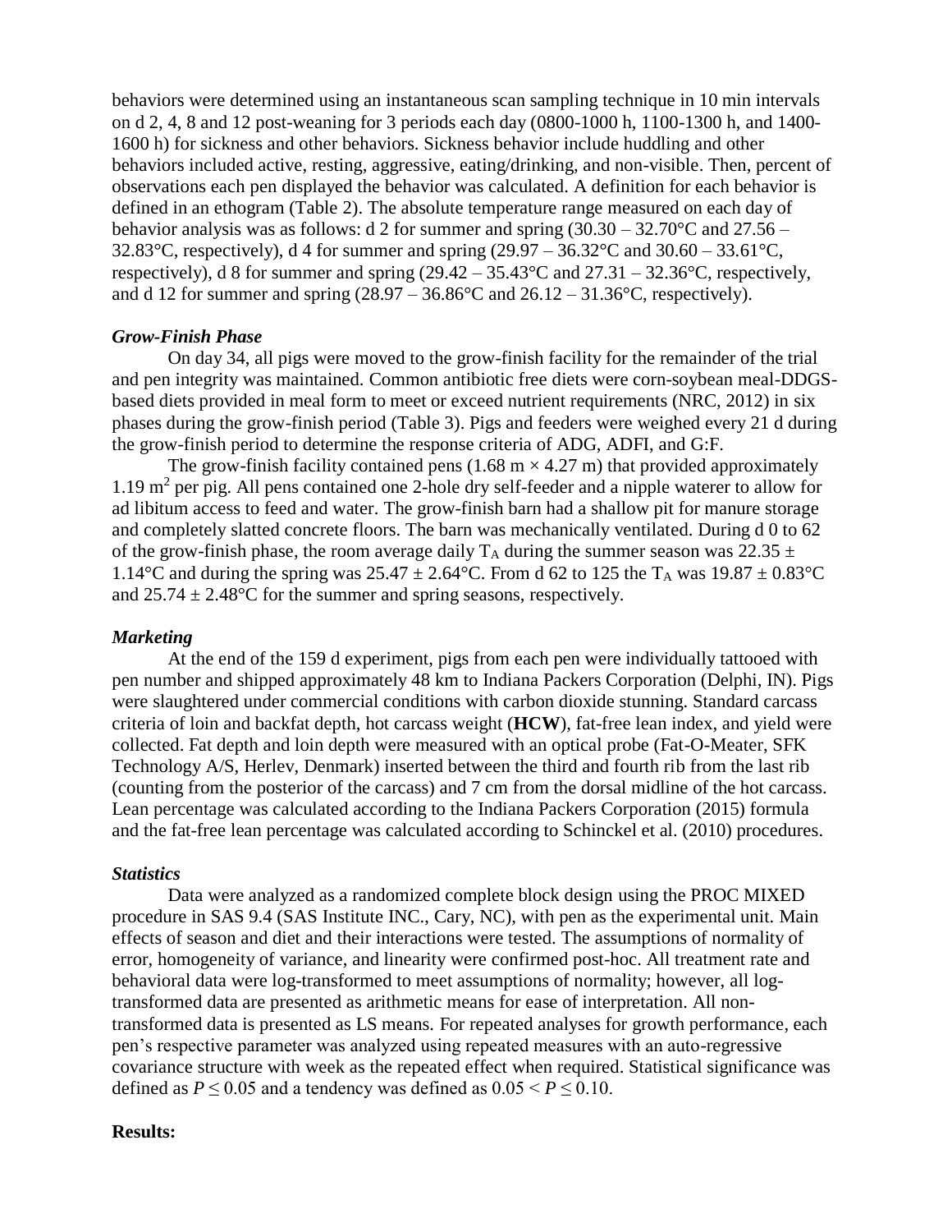behaviors were determined using an instantaneous scan sampling technique in 10 min intervals on d 2, 4, 8 and 12 post-weaning for 3 periods each day (0800-1000 h, 1100-1300 h, and 1400-1600 h) for sickness and other behaviors. Sickness behavior include huddling and other behaviors included active, resting, aggressive, eating/drinking, and non-visible. Then, percent of observations each pen displayed the behavior was calculated. A definition for each behavior is defined in an ethogram (Table 2). The absolute temperature range measured on each day of behavior analysis was as follows: d 2 for summer and spring (30.30 – 32.70°C and 27.56 – 32.83°C, respectively), d 4 for summer and spring (29.97 – 36.32°C and 30.60 – 33.61°C, respectively), d 8 for summer and spring (29.42 – 35.43°C and 27.31 – 32.36°C, respectively, and d 12 for summer and spring (28.97 – 36.86°C and 26.12 – 31.36°C, respectively).

### *Grow-Finish Phase*

On day 34, all pigs were moved to the grow-finish facility for the remainder of the trial and pen integrity was maintained. Common antibiotic free diets were corn-soybean meal-DDGS-based diets provided in meal form to meet or exceed nutrient requirements (NRC, 2012) in six phases during the grow-finish period (Table 3). Pigs and feeders were weighed every 21 d during the grow-finish period to determine the response criteria of ADG, ADFI, and G:F.

The grow-finish facility contained pens (1.68 m × 4.27 m) that provided approximately 1.19 $m^2$ per pig. All pens contained one 2-hole dry self-feeder and a nipple waterer to allow for ad libitum access to feed and water. The grow-finish barn had a shallow pit for manure storage and completely slatted concrete floors. The barn was mechanically ventilated. During d 0 to 62 of the grow-finish phase, the room average daily $T_A$ during the summer season was 22.35 ± 1.14°C and during the spring was 25.47 ± 2.64°C. From d 62 to 125 the $T_A$ was 19.87 ± 0.83°C and 25.74 ± 2.48°C for the summer and spring seasons, respectively.

### *Marketing*

At the end of the 159 d experiment, pigs from each pen were individually tattooed with pen number and shipped approximately 48 km to Indiana Packers Corporation (Delphi, IN). Pigs were slaughtered under commercial conditions with carbon dioxide stunning. Standard carcass criteria of loin and backfat depth, hot carcass weight (**HCW**), fat-free lean index, and yield were collected. Fat depth and loin depth were measured with an optical probe (Fat-O-Meater, SFK Technology A/S, Herlev, Denmark) inserted between the third and fourth rib from the last rib (counting from the posterior of the carcass) and 7 cm from the dorsal midline of the hot carcass. Lean percentage was calculated according to the Indiana Packers Corporation (2015) formula and the fat-free lean percentage was calculated according to Schinckel et al. (2010) procedures.

### *Statistics*

Data were analyzed as a randomized complete block design using the PROC MIXED procedure in SAS 9.4 (SAS Institute INC., Cary, NC), with pen as the experimental unit. Main effects of season and diet and their interactions were tested. The assumptions of normality of error, homogeneity of variance, and linearity were confirmed post-hoc. All treatment rate and behavioral data were log-transformed to meet assumptions of normality; however, all log-transformed data are presented as arithmetic means for ease of interpretation. All non-transformed data is presented as LS means. For repeated analyses for growth performance, each pen's respective parameter was analyzed using repeated measures with an auto-regressive covariance structure with week as the repeated effect when required. Statistical significance was defined as $P \leq 0.05$ and a tendency was defined as $0.05 < P \leq 0.10$.

## **Results:**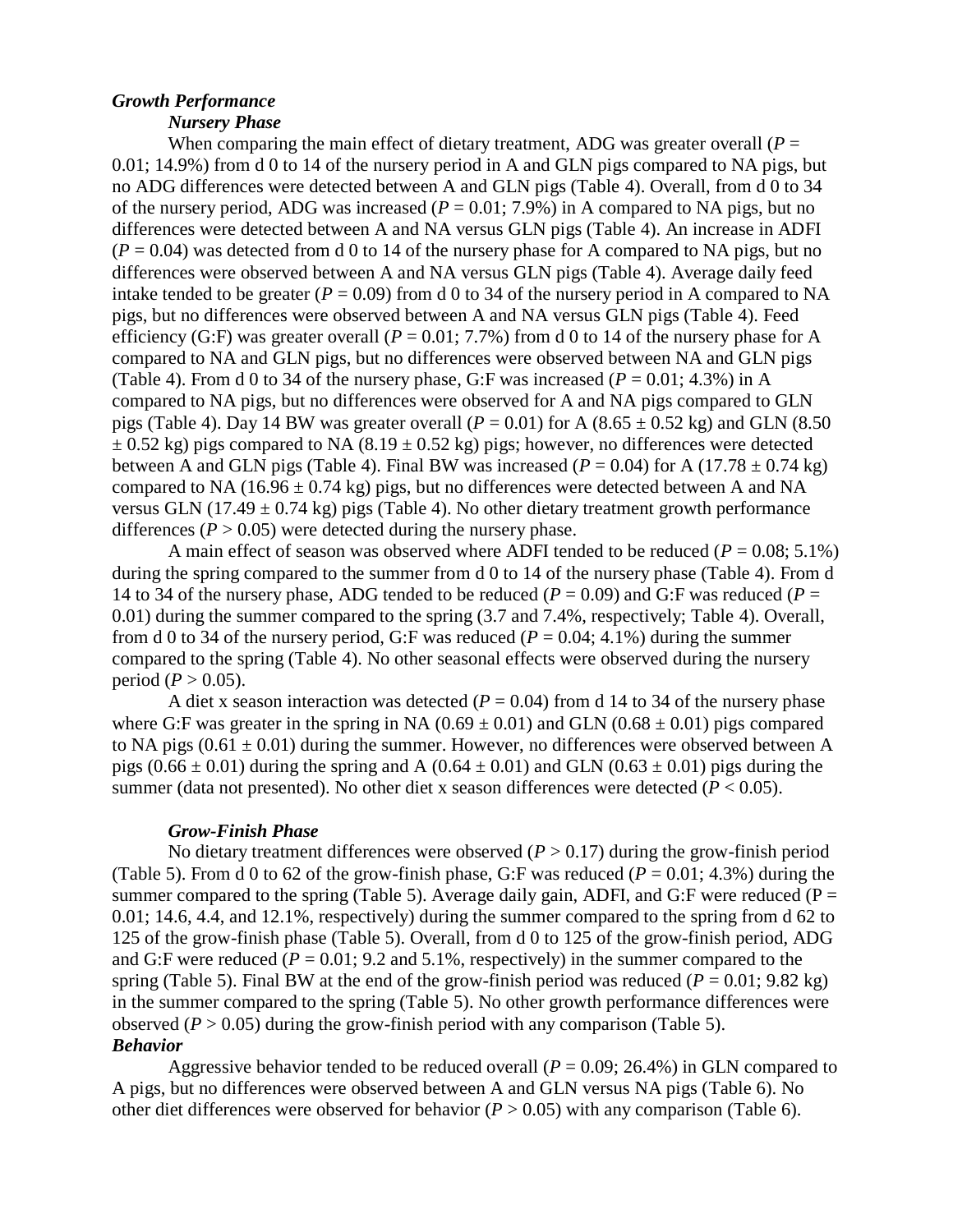### *Growth Performance*

#### *Nursery Phase*

When comparing the main effect of dietary treatment, ADG was greater overall ($P$ = 0.01; 14.9%) from d 0 to 14 of the nursery period in A and GLN pigs compared to NA pigs, but no ADG differences were detected between A and GLN pigs (Table 4). Overall, from d 0 to 34 of the nursery period, ADG was increased ($P$ = 0.01; 7.9%) in A compared to NA pigs, but no differences were detected between A and NA versus GLN pigs (Table 4). An increase in ADFI ($P$ = 0.04) was detected from d 0 to 14 of the nursery phase for A compared to NA pigs, but no differences were observed between A and NA versus GLN pigs (Table 4). Average daily feed intake tended to be greater ($P$ = 0.09) from d 0 to 34 of the nursery period in A compared to NA pigs, but no differences were observed between A and NA versus GLN pigs (Table 4). Feed efficiency (G:F) was greater overall ($P$ = 0.01; 7.7%) from d 0 to 14 of the nursery phase for A compared to NA and GLN pigs, but no differences were observed between NA and GLN pigs (Table 4). From d 0 to 34 of the nursery phase, G:F was increased ($P$ = 0.01; 4.3%) in A compared to NA pigs, but no differences were observed for A and NA pigs compared to GLN pigs (Table 4). Day 14 BW was greater overall ($P$ = 0.01) for A (8.65 ± 0.52 kg) and GLN (8.50 ± 0.52 kg) pigs compared to NA (8.19 ± 0.52 kg) pigs; however, no differences were detected between A and GLN pigs (Table 4). Final BW was increased ($P$ = 0.04) for A (17.78 ± 0.74 kg) compared to NA (16.96 ± 0.74 kg) pigs, but no differences were detected between A and NA versus GLN (17.49 ± 0.74 kg) pigs (Table 4). No other dietary treatment growth performance differences ($P$ > 0.05) were detected during the nursery phase.

A main effect of season was observed where ADFI tended to be reduced ($P$ = 0.08; 5.1%) during the spring compared to the summer from d 0 to 14 of the nursery phase (Table 4). From d 14 to 34 of the nursery phase, ADG tended to be reduced ($P$ = 0.09) and G:F was reduced ($P$ = 0.01) during the summer compared to the spring (3.7 and 7.4%, respectively; Table 4). Overall, from d 0 to 34 of the nursery period, G:F was reduced ($P$ = 0.04; 4.1%) during the summer compared to the spring (Table 4). No other seasonal effects were observed during the nursery period ($P$ > 0.05).

A diet x season interaction was detected ($P$ = 0.04) from d 14 to 34 of the nursery phase where G:F was greater in the spring in NA (0.69 ± 0.01) and GLN (0.68 ± 0.01) pigs compared to NA pigs (0.61 ± 0.01) during the summer. However, no differences were observed between A pigs (0.66 ± 0.01) during the spring and A (0.64 ± 0.01) and GLN (0.63 ± 0.01) pigs during the summer (data not presented). No other diet x season differences were detected ($P$ < 0.05).

#### *Grow-Finish Phase*

No dietary treatment differences were observed ($P$ > 0.17) during the grow-finish period (Table 5). From d 0 to 62 of the grow-finish phase, G:F was reduced ($P$ = 0.01; 4.3%) during the summer compared to the spring (Table 5). Average daily gain, ADFI, and G:F were reduced (P = 0.01; 14.6, 4.4, and 12.1%, respectively) during the summer compared to the spring from d 62 to 125 of the grow-finish phase (Table 5). Overall, from d 0 to 125 of the grow-finish period, ADG and G:F were reduced ($P$ = 0.01; 9.2 and 5.1%, respectively) in the summer compared to the spring (Table 5). Final BW at the end of the grow-finish period was reduced ($P$ = 0.01; 9.82 kg) in the summer compared to the spring (Table 5). No other growth performance differences were observed ($P$ > 0.05) during the grow-finish period with any comparison (Table 5).

### *Behavior*

Aggressive behavior tended to be reduced overall ($P$ = 0.09; 26.4%) in GLN compared to A pigs, but no differences were observed between A and GLN versus NA pigs (Table 6). No other diet differences were observed for behavior ($P$ > 0.05) with any comparison (Table 6).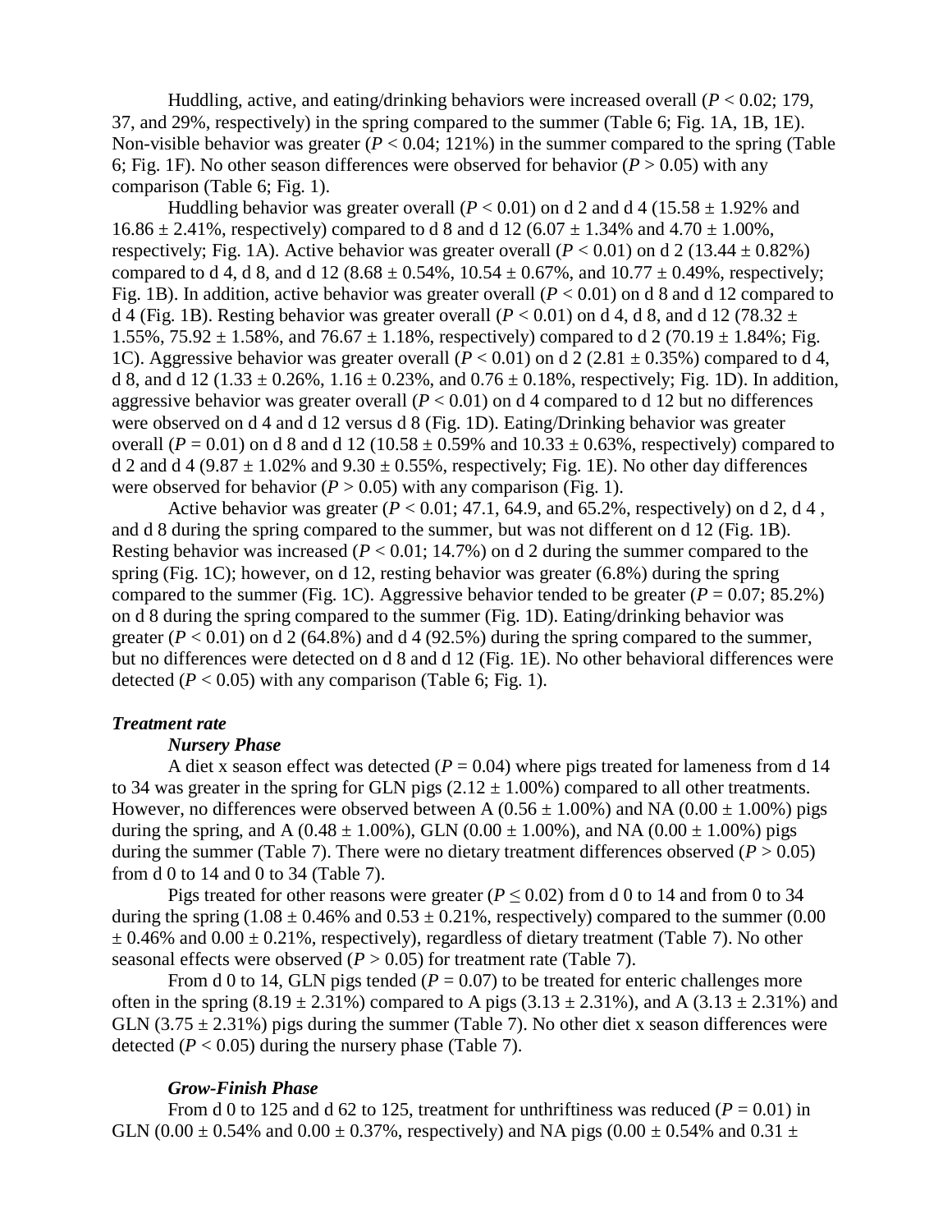Huddling, active, and eating/drinking behaviors were increased overall ($P < 0.02$; 179, 37, and 29%, respectively) in the spring compared to the summer (Table 6; Fig. 1A, 1B, 1E). Non-visible behavior was greater ($P < 0.04$; 121%) in the summer compared to the spring (Table 6; Fig. 1F). No other season differences were observed for behavior ($P > 0.05$) with any comparison (Table 6; Fig. 1).

Huddling behavior was greater overall ($P < 0.01$) on d 2 and d 4 (15.58 ± 1.92% and 16.86 ± 2.41%, respectively) compared to d 8 and d 12 (6.07 ± 1.34% and 4.70 ± 1.00%, respectively; Fig. 1A). Active behavior was greater overall ($P < 0.01$) on d 2 (13.44 ± 0.82%) compared to d 4, d 8, and d 12 (8.68 ± 0.54%, 10.54 ± 0.67%, and 10.77 ± 0.49%, respectively; Fig. 1B). In addition, active behavior was greater overall ($P < 0.01$) on d 8 and d 12 compared to d 4 (Fig. 1B). Resting behavior was greater overall ($P < 0.01$) on d 4, d 8, and d 12 (78.32 ± 1.55%, 75.92 ± 1.58%, and 76.67 ± 1.18%, respectively) compared to d 2 (70.19 ± 1.84%; Fig. 1C). Aggressive behavior was greater overall ($P < 0.01$) on d 2 (2.81 ± 0.35%) compared to d 4, d 8, and d 12 (1.33 ± 0.26%, 1.16 ± 0.23%, and 0.76 ± 0.18%, respectively; Fig. 1D). In addition, aggressive behavior was greater overall ($P < 0.01$) on d 4 compared to d 12 but no differences were observed on d 4 and d 12 versus d 8 (Fig. 1D). Eating/Drinking behavior was greater overall ($P = 0.01$) on d 8 and d 12 (10.58 ± 0.59% and 10.33 ± 0.63%, respectively) compared to d 2 and d 4 (9.87 ± 1.02% and 9.30 ± 0.55%, respectively; Fig. 1E). No other day differences were observed for behavior ($P > 0.05$) with any comparison (Fig. 1).

Active behavior was greater ($P < 0.01$; 47.1, 64.9, and 65.2%, respectively) on d 2, d 4 , and d 8 during the spring compared to the summer, but was not different on d 12 (Fig. 1B). Resting behavior was increased ($P < 0.01$; 14.7%) on d 2 during the summer compared to the spring (Fig. 1C); however, on d 12, resting behavior was greater (6.8%) during the spring compared to the summer (Fig. 1C). Aggressive behavior tended to be greater ($P = 0.07$; 85.2%) on d 8 during the spring compared to the summer (Fig. 1D). Eating/drinking behavior was greater ($P < 0.01$) on d 2 (64.8%) and d 4 (92.5%) during the spring compared to the summer, but no differences were detected on d 8 and d 12 (Fig. 1E). No other behavioral differences were detected ($P < 0.05$) with any comparison (Table 6; Fig. 1).

### *Treatment rate*

#### *Nursery Phase*

A diet x season effect was detected ($P = 0.04$) where pigs treated for lameness from d 14 to 34 was greater in the spring for GLN pigs (2.12 ± 1.00%) compared to all other treatments. However, no differences were observed between A (0.56 ± 1.00%) and NA (0.00 ± 1.00%) pigs during the spring, and A (0.48 ± 1.00%), GLN (0.00 ± 1.00%), and NA (0.00 ± 1.00%) pigs during the summer (Table 7). There were no dietary treatment differences observed ($P > 0.05$) from d 0 to 14 and 0 to 34 (Table 7).

Pigs treated for other reasons were greater ($P \leq 0.02$) from d 0 to 14 and from 0 to 34 during the spring (1.08 ± 0.46% and 0.53 ± 0.21%, respectively) compared to the summer (0.00 ± 0.46% and 0.00 ± 0.21%, respectively), regardless of dietary treatment (Table 7). No other seasonal effects were observed ($P > 0.05$) for treatment rate (Table 7).

From d 0 to 14, GLN pigs tended ($P = 0.07$) to be treated for enteric challenges more often in the spring (8.19 ± 2.31%) compared to A pigs (3.13 ± 2.31%), and A (3.13 ± 2.31%) and GLN (3.75 ± 2.31%) pigs during the summer (Table 7). No other diet x season differences were detected ($P < 0.05$) during the nursery phase (Table 7).

#### *Grow-Finish Phase*

From d 0 to 125 and d 62 to 125, treatment for unthriftiness was reduced ($P = 0.01$) in GLN (0.00 ± 0.54% and 0.00 ± 0.37%, respectively) and NA pigs (0.00 ± 0.54% and 0.31 ±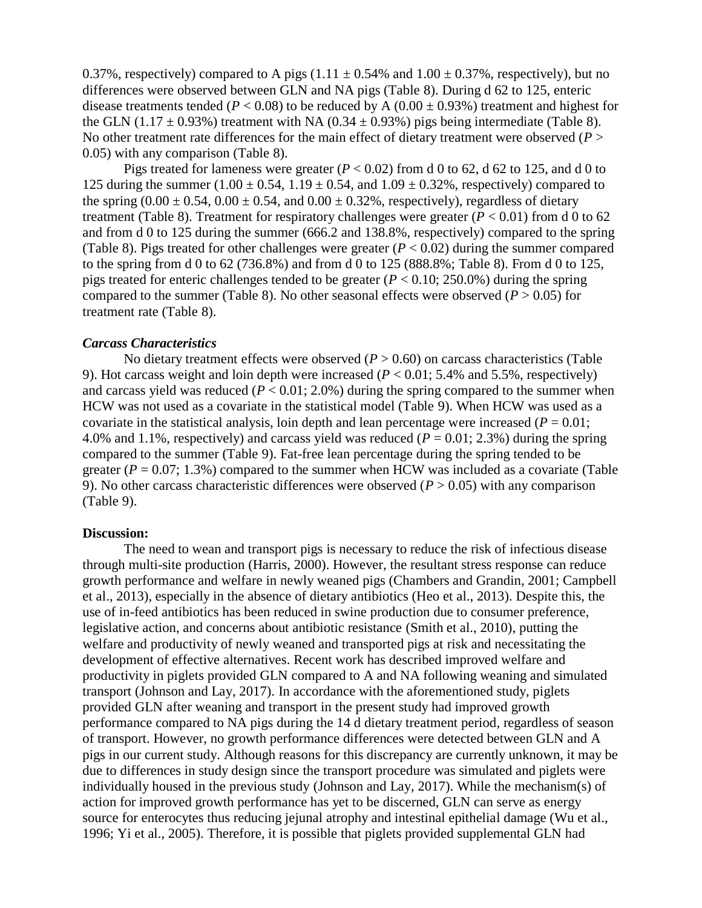0.37%, respectively) compared to A pigs (1.11 ± 0.54% and 1.00 ± 0.37%, respectively), but no differences were observed between GLN and NA pigs (Table 8). During d 62 to 125, enteric disease treatments tended ($P < 0.08$) to be reduced by A (0.00 ± 0.93%) treatment and highest for the GLN (1.17 ± 0.93%) treatment with NA (0.34 ± 0.93%) pigs being intermediate (Table 8). No other treatment rate differences for the main effect of dietary treatment were observed ($P > 0.05$) with any comparison (Table 8).

Pigs treated for lameness were greater ($P < 0.02$) from d 0 to 62, d 62 to 125, and d 0 to 125 during the summer (1.00 ± 0.54, 1.19 ± 0.54, and 1.09 ± 0.32%, respectively) compared to the spring (0.00 ± 0.54, 0.00 ± 0.54, and 0.00 ± 0.32%, respectively), regardless of dietary treatment (Table 8). Treatment for respiratory challenges were greater ($P < 0.01$) from d 0 to 62 and from d 0 to 125 during the summer (666.2 and 138.8%, respectively) compared to the spring (Table 8). Pigs treated for other challenges were greater ($P < 0.02$) during the summer compared to the spring from d 0 to 62 (736.8%) and from d 0 to 125 (888.8%; Table 8). From d 0 to 125, pigs treated for enteric challenges tended to be greater ($P < 0.10$; 250.0%) during the spring compared to the summer (Table 8). No other seasonal effects were observed ($P > 0.05$) for treatment rate (Table 8).

### *Carcass Characteristics*

No dietary treatment effects were observed ($P > 0.60$) on carcass characteristics (Table 9). Hot carcass weight and loin depth were increased ($P < 0.01$; 5.4% and 5.5%, respectively) and carcass yield was reduced ($P < 0.01$; 2.0%) during the spring compared to the summer when HCW was not used as a covariate in the statistical model (Table 9). When HCW was used as a covariate in the statistical analysis, loin depth and lean percentage were increased ($P = 0.01$; 4.0% and 1.1%, respectively) and carcass yield was reduced ($P = 0.01$; 2.3%) during the spring compared to the summer (Table 9). Fat-free lean percentage during the spring tended to be greater ($P = 0.07$; 1.3%) compared to the summer when HCW was included as a covariate (Table 9). No other carcass characteristic differences were observed ($P > 0.05$) with any comparison (Table 9).

## Discussion:

The need to wean and transport pigs is necessary to reduce the risk of infectious disease through multi-site production (Harris, 2000). However, the resultant stress response can reduce growth performance and welfare in newly weaned pigs (Chambers and Grandin, 2001; Campbell et al., 2013), especially in the absence of dietary antibiotics (Heo et al., 2013). Despite this, the use of in-feed antibiotics has been reduced in swine production due to consumer preference, legislative action, and concerns about antibiotic resistance (Smith et al., 2010), putting the welfare and productivity of newly weaned and transported pigs at risk and necessitating the development of effective alternatives. Recent work has described improved welfare and productivity in piglets provided GLN compared to A and NA following weaning and simulated transport (Johnson and Lay, 2017). In accordance with the aforementioned study, piglets provided GLN after weaning and transport in the present study had improved growth performance compared to NA pigs during the 14 d dietary treatment period, regardless of season of transport. However, no growth performance differences were detected between GLN and A pigs in our current study. Although reasons for this discrepancy are currently unknown, it may be due to differences in study design since the transport procedure was simulated and piglets were individually housed in the previous study (Johnson and Lay, 2017). While the mechanism(s) of action for improved growth performance has yet to be discerned, GLN can serve as energy source for enterocytes thus reducing jejunal atrophy and intestinal epithelial damage (Wu et al., 1996; Yi et al., 2005). Therefore, it is possible that piglets provided supplemental GLN had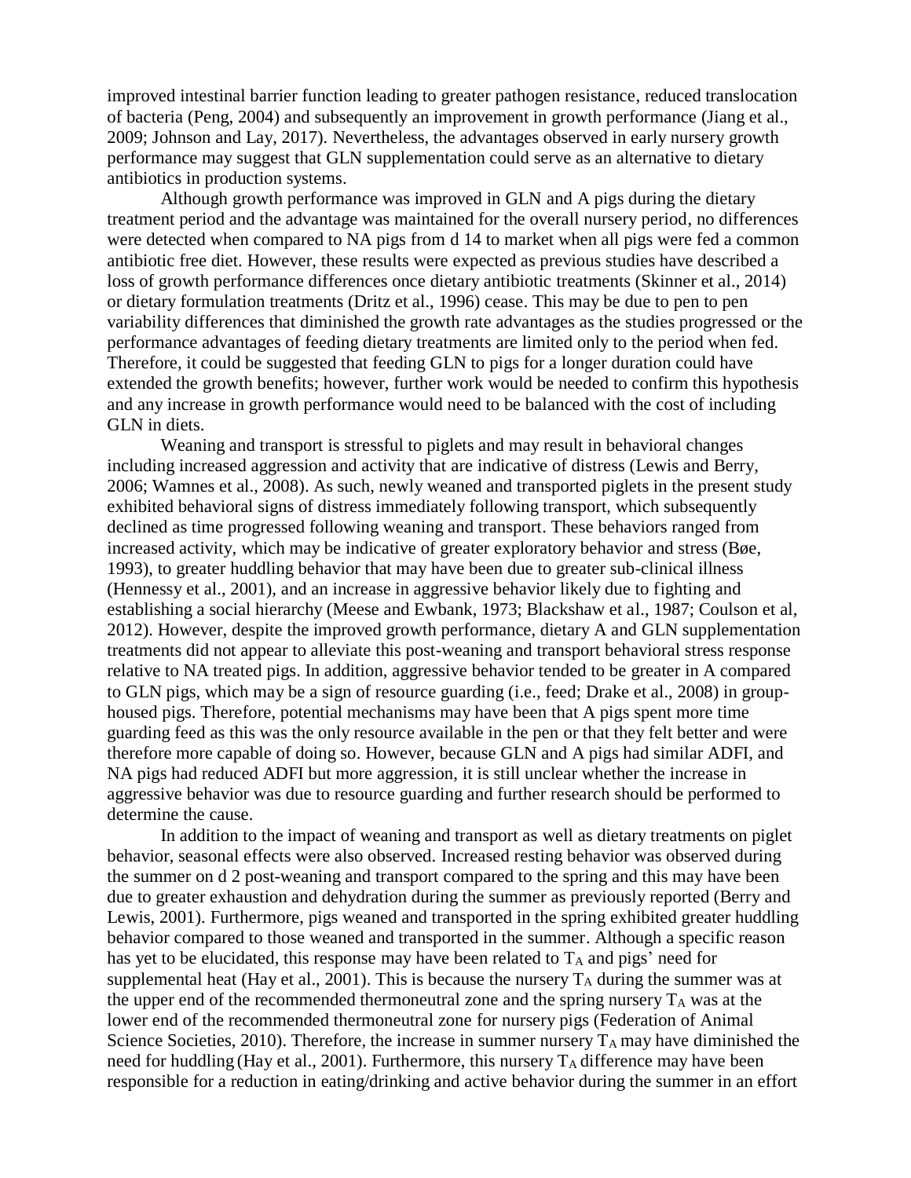improved intestinal barrier function leading to greater pathogen resistance, reduced translocation of bacteria (Peng, 2004) and subsequently an improvement in growth performance (Jiang et al., 2009; Johnson and Lay, 2017). Nevertheless, the advantages observed in early nursery growth performance may suggest that GLN supplementation could serve as an alternative to dietary antibiotics in production systems.

Although growth performance was improved in GLN and A pigs during the dietary treatment period and the advantage was maintained for the overall nursery period, no differences were detected when compared to NA pigs from d 14 to market when all pigs were fed a common antibiotic free diet. However, these results were expected as previous studies have described a loss of growth performance differences once dietary antibiotic treatments (Skinner et al., 2014) or dietary formulation treatments (Dritz et al., 1996) cease. This may be due to pen to pen variability differences that diminished the growth rate advantages as the studies progressed or the performance advantages of feeding dietary treatments are limited only to the period when fed. Therefore, it could be suggested that feeding GLN to pigs for a longer duration could have extended the growth benefits; however, further work would be needed to confirm this hypothesis and any increase in growth performance would need to be balanced with the cost of including GLN in diets.

Weaning and transport is stressful to piglets and may result in behavioral changes including increased aggression and activity that are indicative of distress (Lewis and Berry, 2006; Wamnes et al., 2008). As such, newly weaned and transported piglets in the present study exhibited behavioral signs of distress immediately following transport, which subsequently declined as time progressed following weaning and transport. These behaviors ranged from increased activity, which may be indicative of greater exploratory behavior and stress (Bøe, 1993), to greater huddling behavior that may have been due to greater sub-clinical illness (Hennessy et al., 2001), and an increase in aggressive behavior likely due to fighting and establishing a social hierarchy (Meese and Ewbank, 1973; Blackshaw et al., 1987; Coulson et al, 2012). However, despite the improved growth performance, dietary A and GLN supplementation treatments did not appear to alleviate this post-weaning and transport behavioral stress response relative to NA treated pigs. In addition, aggressive behavior tended to be greater in A compared to GLN pigs, which may be a sign of resource guarding (i.e., feed; Drake et al., 2008) in group-housed pigs. Therefore, potential mechanisms may have been that A pigs spent more time guarding feed as this was the only resource available in the pen or that they felt better and were therefore more capable of doing so. However, because GLN and A pigs had similar ADFI, and NA pigs had reduced ADFI but more aggression, it is still unclear whether the increase in aggressive behavior was due to resource guarding and further research should be performed to determine the cause.

In addition to the impact of weaning and transport as well as dietary treatments on piglet behavior, seasonal effects were also observed. Increased resting behavior was observed during the summer on d 2 post-weaning and transport compared to the spring and this may have been due to greater exhaustion and dehydration during the summer as previously reported (Berry and Lewis, 2001). Furthermore, pigs weaned and transported in the spring exhibited greater huddling behavior compared to those weaned and transported in the summer. Although a specific reason has yet to be elucidated, this response may have been related to $T_A$ and pigs' need for supplemental heat (Hay et al., 2001). This is because the nursery $T_A$ during the summer was at the upper end of the recommended thermoneutral zone and the spring nursery $T_A$ was at the lower end of the recommended thermoneutral zone for nursery pigs (Federation of Animal Science Societies, 2010). Therefore, the increase in summer nursery $T_A$ may have diminished the need for huddling (Hay et al., 2001). Furthermore, this nursery $T_A$ difference may have been responsible for a reduction in eating/drinking and active behavior during the summer in an effort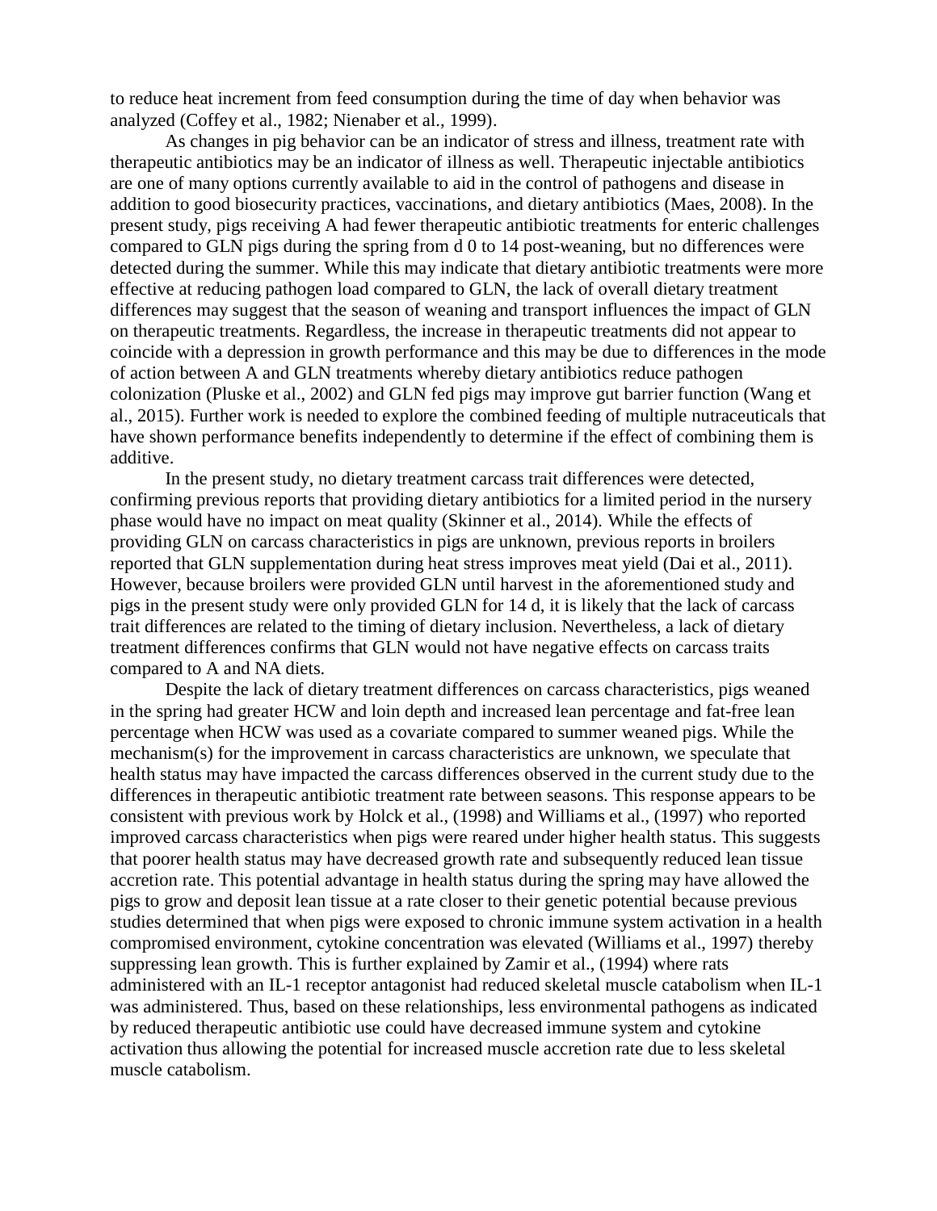to reduce heat increment from feed consumption during the time of day when behavior was analyzed (Coffey et al., 1982; Nienaber et al., 1999).

As changes in pig behavior can be an indicator of stress and illness, treatment rate with therapeutic antibiotics may be an indicator of illness as well. Therapeutic injectable antibiotics are one of many options currently available to aid in the control of pathogens and disease in addition to good biosecurity practices, vaccinations, and dietary antibiotics (Maes, 2008). In the present study, pigs receiving A had fewer therapeutic antibiotic treatments for enteric challenges compared to GLN pigs during the spring from d 0 to 14 post-weaning, but no differences were detected during the summer. While this may indicate that dietary antibiotic treatments were more effective at reducing pathogen load compared to GLN, the lack of overall dietary treatment differences may suggest that the season of weaning and transport influences the impact of GLN on therapeutic treatments. Regardless, the increase in therapeutic treatments did not appear to coincide with a depression in growth performance and this may be due to differences in the mode of action between A and GLN treatments whereby dietary antibiotics reduce pathogen colonization (Pluske et al., 2002) and GLN fed pigs may improve gut barrier function (Wang et al., 2015). Further work is needed to explore the combined feeding of multiple nutraceuticals that have shown performance benefits independently to determine if the effect of combining them is additive.

In the present study, no dietary treatment carcass trait differences were detected, confirming previous reports that providing dietary antibiotics for a limited period in the nursery phase would have no impact on meat quality (Skinner et al., 2014). While the effects of providing GLN on carcass characteristics in pigs are unknown, previous reports in broilers reported that GLN supplementation during heat stress improves meat yield (Dai et al., 2011). However, because broilers were provided GLN until harvest in the aforementioned study and pigs in the present study were only provided GLN for 14 d, it is likely that the lack of carcass trait differences are related to the timing of dietary inclusion. Nevertheless, a lack of dietary treatment differences confirms that GLN would not have negative effects on carcass traits compared to A and NA diets.

Despite the lack of dietary treatment differences on carcass characteristics, pigs weaned in the spring had greater HCW and loin depth and increased lean percentage and fat-free lean percentage when HCW was used as a covariate compared to summer weaned pigs. While the mechanism(s) for the improvement in carcass characteristics are unknown, we speculate that health status may have impacted the carcass differences observed in the current study due to the differences in therapeutic antibiotic treatment rate between seasons. This response appears to be consistent with previous work by Holck et al., (1998) and Williams et al., (1997) who reported improved carcass characteristics when pigs were reared under higher health status. This suggests that poorer health status may have decreased growth rate and subsequently reduced lean tissue accretion rate. This potential advantage in health status during the spring may have allowed the pigs to grow and deposit lean tissue at a rate closer to their genetic potential because previous studies determined that when pigs were exposed to chronic immune system activation in a health compromised environment, cytokine concentration was elevated (Williams et al., 1997) thereby suppressing lean growth. This is further explained by Zamir et al., (1994) where rats administered with an IL-1 receptor antagonist had reduced skeletal muscle catabolism when IL-1 was administered. Thus, based on these relationships, less environmental pathogens as indicated by reduced therapeutic antibiotic use could have decreased immune system and cytokine activation thus allowing the potential for increased muscle accretion rate due to less skeletal muscle catabolism.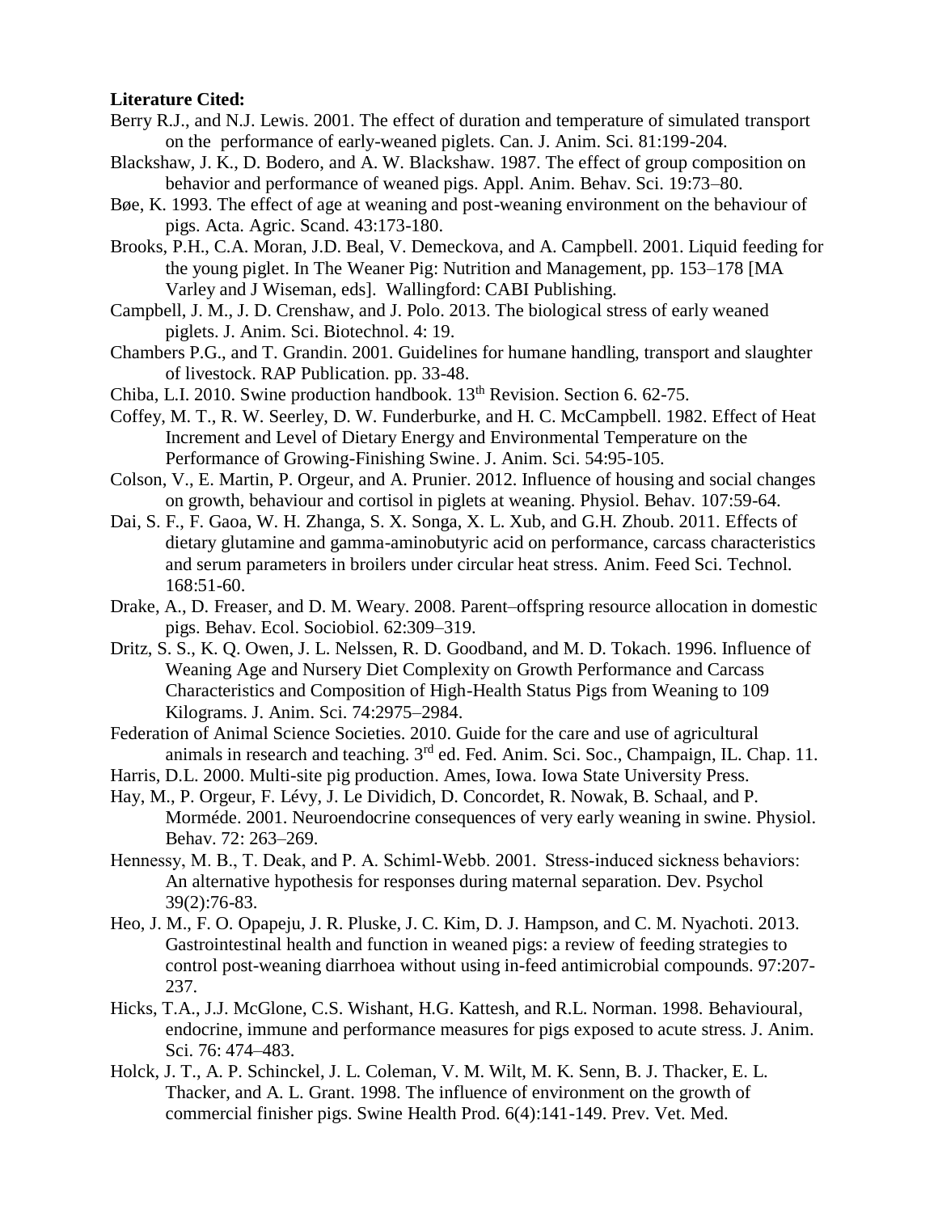**Literature Cited:**

Berry R.J., and N.J. Lewis. 2001. The effect of duration and temperature of simulated transport on the performance of early-weaned piglets. Can. J. Anim. Sci. 81:199-204.

Blackshaw, J. K., D. Bodero, and A. W. Blackshaw. 1987. The effect of group composition on behavior and performance of weaned pigs. Appl. Anim. Behav. Sci. 19:73–80.

Bøe, K. 1993. The effect of age at weaning and post-weaning environment on the behaviour of pigs. Acta. Agric. Scand. 43:173-180.

Brooks, P.H., C.A. Moran, J.D. Beal, V. Demeckova, and A. Campbell. 2001. Liquid feeding for the young piglet. In The Weaner Pig: Nutrition and Management, pp. 153–178 [MA Varley and J Wiseman, eds]. Wallingford: CABI Publishing.

Campbell, J. M., J. D. Crenshaw, and J. Polo. 2013. The biological stress of early weaned piglets. J. Anim. Sci. Biotechnol. 4: 19.

Chambers P.G., and T. Grandin. 2001. Guidelines for humane handling, transport and slaughter of livestock. RAP Publication. pp. 33-48.

Chiba, L.I. 2010. Swine production handbook. 13th Revision. Section 6. 62-75.

Coffey, M. T., R. W. Seerley, D. W. Funderburke, and H. C. McCampbell. 1982. Effect of Heat Increment and Level of Dietary Energy and Environmental Temperature on the Performance of Growing-Finishing Swine. J. Anim. Sci. 54:95-105.

Colson, V., E. Martin, P. Orgeur, and A. Prunier. 2012. Influence of housing and social changes on growth, behaviour and cortisol in piglets at weaning. Physiol. Behav. 107:59-64.

Dai, S. F., F. Gaoa, W. H. Zhanga, S. X. Songa, X. L. Xub, and G.H. Zhoub. 2011. Effects of dietary glutamine and gamma-aminobutyric acid on performance, carcass characteristics and serum parameters in broilers under circular heat stress. Anim. Feed Sci. Technol. 168:51-60.

Drake, A., D. Freaser, and D. M. Weary. 2008. Parent–offspring resource allocation in domestic pigs. Behav. Ecol. Sociobiol. 62:309–319.

Dritz, S. S., K. Q. Owen, J. L. Nelssen, R. D. Goodband, and M. D. Tokach. 1996. Influence of Weaning Age and Nursery Diet Complexity on Growth Performance and Carcass Characteristics and Composition of High-Health Status Pigs from Weaning to 109 Kilograms. J. Anim. Sci. 74:2975–2984.

Federation of Animal Science Societies. 2010. Guide for the care and use of agricultural animals in research and teaching. 3rd ed. Fed. Anim. Sci. Soc., Champaign, IL. Chap. 11.

Harris, D.L. 2000. Multi-site pig production. Ames, Iowa. Iowa State University Press.

Hay, M., P. Orgeur, F. Lévy, J. Le Dividich, D. Concordet, R. Nowak, B. Schaal, and P. Morméde. 2001. Neuroendocrine consequences of very early weaning in swine. Physiol. Behav. 72: 263–269.

Hennessy, M. B., T. Deak, and P. A. Schiml-Webb. 2001. Stress-induced sickness behaviors: An alternative hypothesis for responses during maternal separation. Dev. Psychol 39(2):76-83.

Heo, J. M., F. O. Opapeju, J. R. Pluske, J. C. Kim, D. J. Hampson, and C. M. Nyachoti. 2013. Gastrointestinal health and function in weaned pigs: a review of feeding strategies to control post-weaning diarrhoea without using in-feed antimicrobial compounds. 97:207-237.

Hicks, T.A., J.J. McGlone, C.S. Wishant, H.G. Kattesh, and R.L. Norman. 1998. Behavioural, endocrine, immune and performance measures for pigs exposed to acute stress. J. Anim. Sci. 76: 474–483.

Holck, J. T., A. P. Schinckel, J. L. Coleman, V. M. Wilt, M. K. Senn, B. J. Thacker, E. L. Thacker, and A. L. Grant. 1998. The influence of environment on the growth of commercial finisher pigs. Swine Health Prod. 6(4):141-149. Prev. Vet. Med.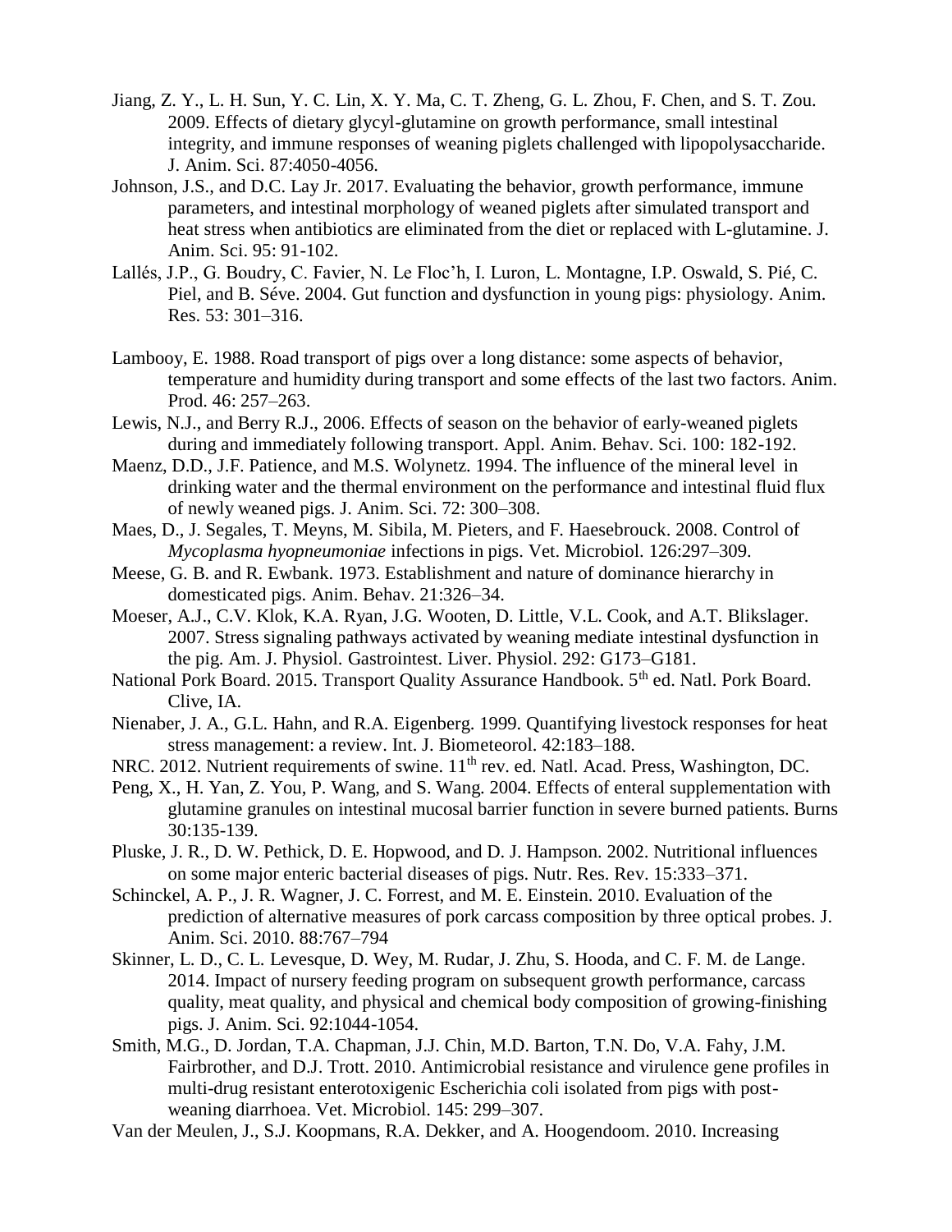Jiang, Z. Y., L. H. Sun, Y. C. Lin, X. Y. Ma, C. T. Zheng, G. L. Zhou, F. Chen, and S. T. Zou. 2009. Effects of dietary glycyl-glutamine on growth performance, small intestinal integrity, and immune responses of weaning piglets challenged with lipopolysaccharide. J. Anim. Sci. 87:4050-4056.

Johnson, J.S., and D.C. Lay Jr. 2017. Evaluating the behavior, growth performance, immune parameters, and intestinal morphology of weaned piglets after simulated transport and heat stress when antibiotics are eliminated from the diet or replaced with L-glutamine. J. Anim. Sci. 95: 91-102.

Lallés, J.P., G. Boudry, C. Favier, N. Le Floc'h, I. Luron, L. Montagne, I.P. Oswald, S. Pié, C. Piel, and B. Séve. 2004. Gut function and dysfunction in young pigs: physiology. Anim. Res. 53: 301–316.

Lambooy, E. 1988. Road transport of pigs over a long distance: some aspects of behavior, temperature and humidity during transport and some effects of the last two factors. Anim. Prod. 46: 257–263.

Lewis, N.J., and Berry R.J., 2006. Effects of season on the behavior of early-weaned piglets during and immediately following transport. Appl. Anim. Behav. Sci. 100: 182-192.

Maenz, D.D., J.F. Patience, and M.S. Wolynetz. 1994. The influence of the mineral level in drinking water and the thermal environment on the performance and intestinal fluid flux of newly weaned pigs. J. Anim. Sci. 72: 300–308.

Maes, D., J. Segales, T. Meyns, M. Sibila, M. Pieters, and F. Haesebrouck. 2008. Control of *Mycoplasma hyopneumoniae* infections in pigs. Vet. Microbiol. 126:297–309.

Meese, G. B. and R. Ewbank. 1973. Establishment and nature of dominance hierarchy in domesticated pigs. Anim. Behav. 21:326–34.

Moeser, A.J., C.V. Klok, K.A. Ryan, J.G. Wooten, D. Little, V.L. Cook, and A.T. Blikslager. 2007. Stress signaling pathways activated by weaning mediate intestinal dysfunction in the pig. Am. J. Physiol. Gastrointest. Liver. Physiol. 292: G173–G181.

National Pork Board. 2015. Transport Quality Assurance Handbook. 5th ed. Natl. Pork Board. Clive, IA.

Nienaber, J. A., G.L. Hahn, and R.A. Eigenberg. 1999. Quantifying livestock responses for heat stress management: a review. Int. J. Biometeorol. 42:183–188.

NRC. 2012. Nutrient requirements of swine. 11th rev. ed. Natl. Acad. Press, Washington, DC.

Peng, X., H. Yan, Z. You, P. Wang, and S. Wang. 2004. Effects of enteral supplementation with glutamine granules on intestinal mucosal barrier function in severe burned patients. Burns 30:135-139.

Pluske, J. R., D. W. Pethick, D. E. Hopwood, and D. J. Hampson. 2002. Nutritional influences on some major enteric bacterial diseases of pigs. Nutr. Res. Rev. 15:333–371.

Schinckel, A. P., J. R. Wagner, J. C. Forrest, and M. E. Einstein. 2010. Evaluation of the prediction of alternative measures of pork carcass composition by three optical probes. J. Anim. Sci. 2010. 88:767–794

Skinner, L. D., C. L. Levesque, D. Wey, M. Rudar, J. Zhu, S. Hooda, and C. F. M. de Lange. 2014. Impact of nursery feeding program on subsequent growth performance, carcass quality, meat quality, and physical and chemical body composition of growing-finishing pigs. J. Anim. Sci. 92:1044-1054.

Smith, M.G., D. Jordan, T.A. Chapman, J.J. Chin, M.D. Barton, T.N. Do, V.A. Fahy, J.M. Fairbrother, and D.J. Trott. 2010. Antimicrobial resistance and virulence gene profiles in multi-drug resistant enterotoxigenic Escherichia coli isolated from pigs with post-weaning diarrhoea. Vet. Microbiol. 145: 299–307.

Van der Meulen, J., S.J. Koopmans, R.A. Dekker, and A. Hoogendoom. 2010. Increasing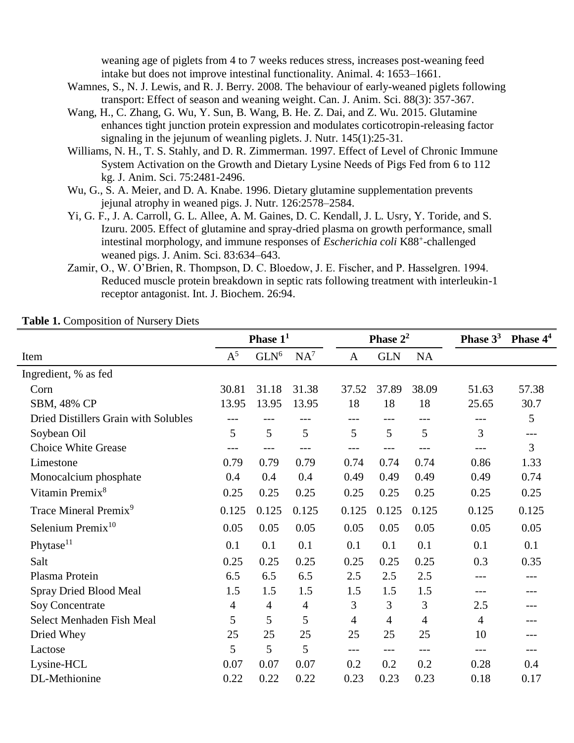weaning age of piglets from 4 to 7 weeks reduces stress, increases post-weaning feed intake but does not improve intestinal functionality. Animal. 4: 1653–1661.

Wamnes, S., N. J. Lewis, and R. J. Berry. 2008. The behaviour of early-weaned piglets following transport: Effect of season and weaning weight. Can. J. Anim. Sci. 88(3): 357-367.

Wang, H., C. Zhang, G. Wu, Y. Sun, B. Wang, B. He. Z. Dai, and Z. Wu. 2015. Glutamine enhances tight junction protein expression and modulates corticotropin-releasing factor signaling in the jejunum of weanling piglets. J. Nutr. 145(1):25-31.

Williams, N. H., T. S. Stahly, and D. R. Zimmerman. 1997. Effect of Level of Chronic Immune System Activation on the Growth and Dietary Lysine Needs of Pigs Fed from 6 to 112 kg. J. Anim. Sci. 75:2481-2496.

Wu, G., S. A. Meier, and D. A. Knabe. 1996. Dietary glutamine supplementation prevents jejunal atrophy in weaned pigs. J. Nutr. 126:2578–2584.

Yi, G. F., J. A. Carroll, G. L. Allee, A. M. Gaines, D. C. Kendall, J. L. Usry, Y. Toride, and S. Izuru. 2005. Effect of glutamine and spray-dried plasma on growth performance, small intestinal morphology, and immune responses of *Escherichia coli* K88⁺-challenged weaned pigs. J. Anim. Sci. 83:634–643.

Zamir, O., W. O'Brien, R. Thompson, D. C. Bloedow, J. E. Fischer, and P. Hasselgren. 1994. Reduced muscle protein breakdown in septic rats following treatment with interleukin-1 receptor antagonist. Int. J. Biochem. 26:94.

**Table 1.** Composition of Nursery Diets

| | Phase 1[1] | | | Phase 2[2] | | | Phase 3[3] | Phase 4[4] |
|---|---|---|---|---|---|---|---|---|
| Item | A[5] | GLN[6] | NA[7] | A | GLN | NA | | |
| Ingredient, % as fed | | | | | | | | |
| Corn | 30.81 | 31.18 | 31.38 | 37.52 | 37.89 | 38.09 | 51.63 | 57.38 |
| SBM, 48% CP | 13.95 | 13.95 | 13.95 | 18 | 18 | 18 | 25.65 | 30.7 |
| Dried Distillers Grain with Solubles | --- | --- | --- | --- | --- | --- | --- | 5 |
| Soybean Oil | 5 | 5 | 5 | 5 | 5 | 5 | 3 | --- |
| Choice White Grease | --- | --- | --- | --- | --- | --- | --- | 3 |
| Limestone | 0.79 | 0.79 | 0.79 | 0.74 | 0.74 | 0.74 | 0.86 | 1.33 |
| Monocalcium phosphate | 0.4 | 0.4 | 0.4 | 0.49 | 0.49 | 0.49 | 0.49 | 0.74 |
| Vitamin Premix[8] | 0.25 | 0.25 | 0.25 | 0.25 | 0.25 | 0.25 | 0.25 | 0.25 |
| Trace Mineral Premix[9] | 0.125 | 0.125 | 0.125 | 0.125 | 0.125 | 0.125 | 0.125 | 0.125 |
| Selenium Premix[10] | 0.05 | 0.05 | 0.05 | 0.05 | 0.05 | 0.05 | 0.05 | 0.05 |
| Phytase[11] | 0.1 | 0.1 | 0.1 | 0.1 | 0.1 | 0.1 | 0.1 | 0.1 |
| Salt | 0.25 | 0.25 | 0.25 | 0.25 | 0.25 | 0.25 | 0.3 | 0.35 |
| Plasma Protein | 6.5 | 6.5 | 6.5 | 2.5 | 2.5 | 2.5 | --- | --- |
| Spray Dried Blood Meal | 1.5 | 1.5 | 1.5 | 1.5 | 1.5 | 1.5 | --- | --- |
| Soy Concentrate | 4 | 4 | 4 | 3 | 3 | 3 | 2.5 | --- |
| Select Menhaden Fish Meal | 5 | 5 | 5 | 4 | 4 | 4 | 4 | --- |
| Dried Whey | 25 | 25 | 25 | 25 | 25 | 25 | 10 | --- |
| Lactose | 5 | 5 | 5 | --- | --- | --- | --- | --- |
| Lysine-HCL | 0.07 | 0.07 | 0.07 | 0.2 | 0.2 | 0.2 | 0.28 | 0.4 |
| DL-Methionine | 0.22 | 0.22 | 0.22 | 0.23 | 0.23 | 0.23 | 0.18 | 0.17 |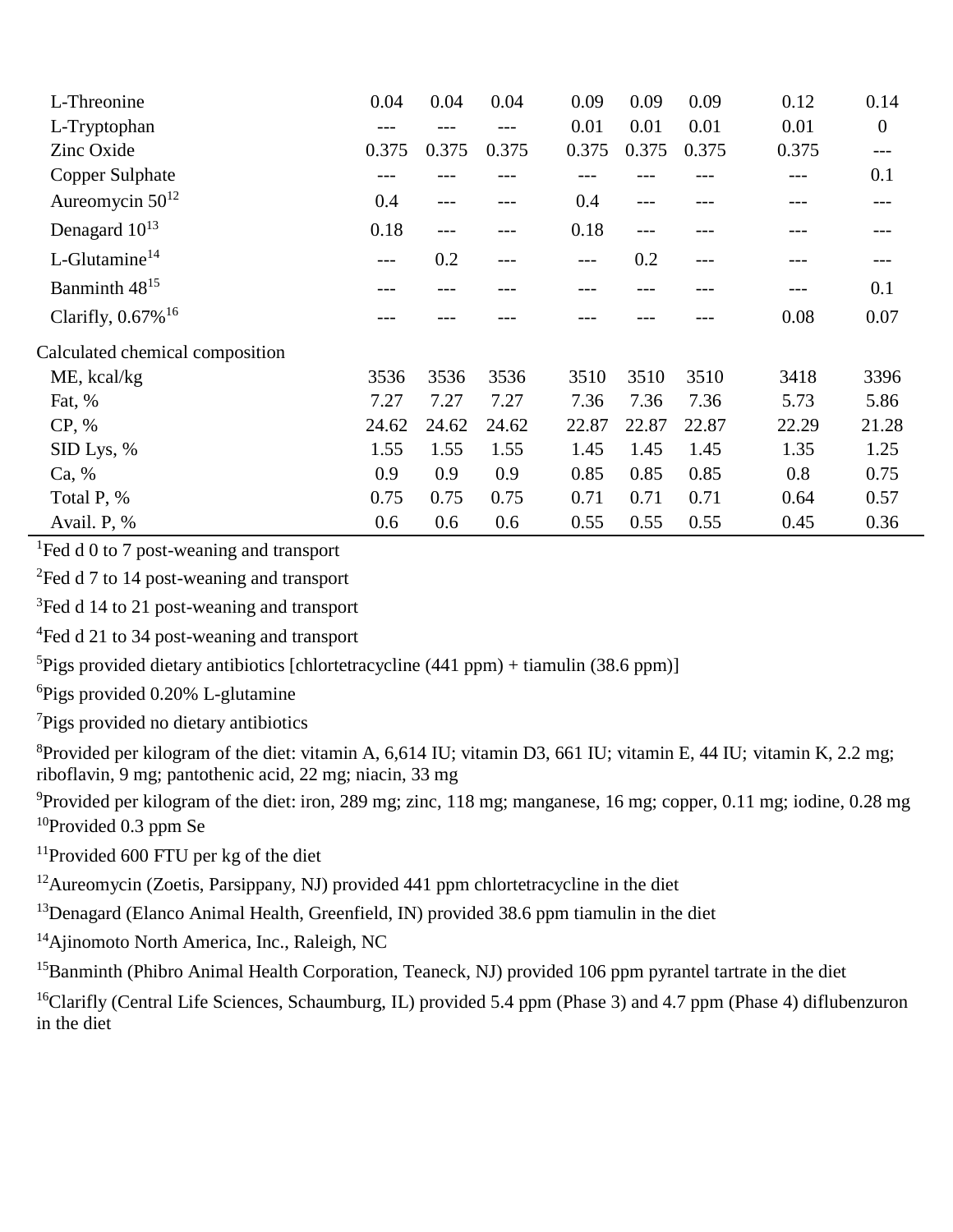| | | | | | | | | |
|---|---|---|---|---|---|---|---|---|
| L-Threonine | 0.04 | 0.04 | 0.04 | 0.09 | 0.09 | 0.09 | 0.12 | 0.14 |
| L-Tryptophan | --- | --- | --- | 0.01 | 0.01 | 0.01 | 0.01 | 0 |
| Zinc Oxide | 0.375 | 0.375 | 0.375 | 0.375 | 0.375 | 0.375 | 0.375 | --- |
| Copper Sulphate | --- | --- | --- | --- | --- | --- | --- | 0.1 |
| Aureomycin 50[12] | 0.4 | --- | --- | 0.4 | --- | --- | --- | --- |
| Denagard 10[13] | 0.18 | --- | --- | 0.18 | --- | --- | --- | --- |
| L-Glutamine[14] | --- | 0.2 | --- | --- | 0.2 | --- | --- | --- |
| Banminth 48[15] | --- | --- | --- | --- | --- | --- | --- | 0.1 |
| Clarifly, 0.67%[16] | --- | --- | --- | --- | --- | --- | 0.08 | 0.07 |
| Calculated chemical composition | | | | | | | | |
| ME, kcal/kg | 3536 | 3536 | 3536 | 3510 | 3510 | 3510 | 3418 | 3396 |
| Fat, % | 7.27 | 7.27 | 7.27 | 7.36 | 7.36 | 7.36 | 5.73 | 5.86 |
| CP, % | 24.62 | 24.62 | 24.62 | 22.87 | 22.87 | 22.87 | 22.29 | 21.28 |
| SID Lys, % | 1.55 | 1.55 | 1.55 | 1.45 | 1.45 | 1.45 | 1.35 | 1.25 |
| Ca, % | 0.9 | 0.9 | 0.9 | 0.85 | 0.85 | 0.85 | 0.8 | 0.75 |
| Total P, % | 0.75 | 0.75 | 0.75 | 0.71 | 0.71 | 0.71 | 0.64 | 0.57 |
| Avail. P, % | 0.6 | 0.6 | 0.6 | 0.55 | 0.55 | 0.55 | 0.45 | 0.36 |

[1]Fed d 0 to 7 post-weaning and transport

[2]Fed d 7 to 14 post-weaning and transport

[3]Fed d 14 to 21 post-weaning and transport

[4]Fed d 21 to 34 post-weaning and transport

[5]Pigs provided dietary antibiotics [chlortetracycline (441 ppm) + tiamulin (38.6 ppm)]

[6]Pigs provided 0.20% L-glutamine

[7]Pigs provided no dietary antibiotics

[8]Provided per kilogram of the diet: vitamin A, 6,614 IU; vitamin D3, 661 IU; vitamin E, 44 IU; vitamin K, 2.2 mg; riboflavin, 9 mg; pantothenic acid, 22 mg; niacin, 33 mg

[9]Provided per kilogram of the diet: iron, 289 mg; zinc, 118 mg; manganese, 16 mg; copper, 0.11 mg; iodine, 0.28 mg

[10]Provided 0.3 ppm Se

[11]Provided 600 FTU per kg of the diet

[12]Aureomycin (Zoetis, Parsippany, NJ) provided 441 ppm chlortetracycline in the diet

[13]Denagard (Elanco Animal Health, Greenfield, IN) provided 38.6 ppm tiamulin in the diet

[14]Ajinomoto North America, Inc., Raleigh, NC

[15]Banminth (Phibro Animal Health Corporation, Teaneck, NJ) provided 106 ppm pyrantel tartrate in the diet

[16]Clarifly (Central Life Sciences, Schaumburg, IL) provided 5.4 ppm (Phase 3) and 4.7 ppm (Phase 4) diflubenzuron in the diet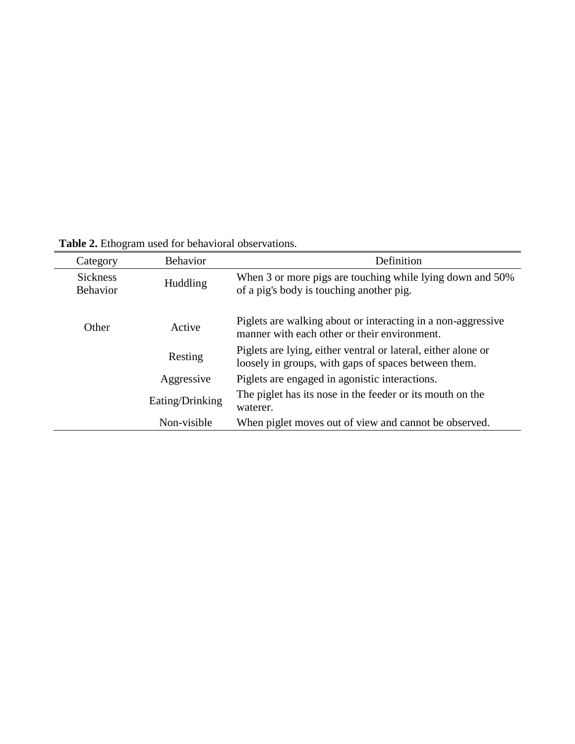**Table 2.** Ethogram used for behavioral observations.

| Category | Behavior | Definition |
| --- | --- | --- |
| Sickness Behavior | Huddling | When 3 or more pigs are touching while lying down and 50% of a pig's body is touching another pig. |
| Other | Active | Piglets are walking about or interacting in a non-aggressive manner with each other or their environment. |
| | Resting | Piglets are lying, either ventral or lateral, either alone or loosely in groups, with gaps of spaces between them. |
| | Aggressive | Piglets are engaged in agonistic interactions. |
| | Eating/Drinking | The piglet has its nose in the feeder or its mouth on the waterer. |
| | Non-visible | When piglet moves out of view and cannot be observed. |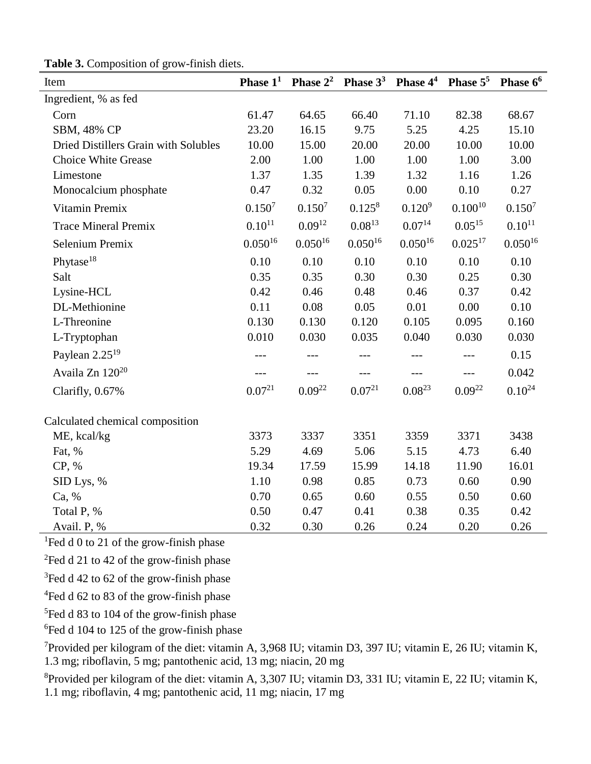**Table 3.** Composition of grow-finish diets.

| Item | Phase 1[1] | Phase 2[2] | Phase 3[3] | Phase 4[4] | Phase 5[5] | Phase 6[6] |
|---|---|---|---|---|---|---|
| Ingredient, % as fed | | | | | | |
| Corn | 61.47 | 64.65 | 66.40 | 71.10 | 82.38 | 68.67 |
| SBM, 48% CP | 23.20 | 16.15 | 9.75 | 5.25 | 4.25 | 15.10 |
| Dried Distillers Grain with Solubles | 10.00 | 15.00 | 20.00 | 20.00 | 10.00 | 10.00 |
| Choice White Grease | 2.00 | 1.00 | 1.00 | 1.00 | 1.00 | 3.00 |
| Limestone | 1.37 | 1.35 | 1.39 | 1.32 | 1.16 | 1.26 |
| Monocalcium phosphate | 0.47 | 0.32 | 0.05 | 0.00 | 0.10 | 0.27 |
| Vitamin Premix | 0.150[7] | 0.150[7] | 0.125[8] | 0.120[9] | 0.100[10] | 0.150[7] |
| Trace Mineral Premix | 0.10[11] | 0.09[12] | 0.08[13] | 0.07[14] | 0.05[15] | 0.10[11] |
| Selenium Premix | 0.050[16] | 0.050[16] | 0.050[16] | 0.050[16] | 0.025[17] | 0.050[16] |
| Phytase[18] | 0.10 | 0.10 | 0.10 | 0.10 | 0.10 | 0.10 |
| Salt | 0.35 | 0.35 | 0.30 | 0.30 | 0.25 | 0.30 |
| Lysine-HCL | 0.42 | 0.46 | 0.48 | 0.46 | 0.37 | 0.42 |
| DL-Methionine | 0.11 | 0.08 | 0.05 | 0.01 | 0.00 | 0.10 |
| L-Threonine | 0.130 | 0.130 | 0.120 | 0.105 | 0.095 | 0.160 |
| L-Tryptophan | 0.010 | 0.030 | 0.035 | 0.040 | 0.030 | 0.030 |
| Paylean 2.25[19] | --- | --- | --- | --- | --- | 0.15 |
| Availa Zn 120[20] | --- | --- | --- | --- | --- | 0.042 |
| Clarifly, 0.67% | 0.07[21] | 0.09[22] | 0.07[21] | 0.08[23] | 0.09[22] | 0.10[24] |
| Calculated chemical composition | | | | | | |
| ME, kcal/kg | 3373 | 3337 | 3351 | 3359 | 3371 | 3438 |
| Fat, % | 5.29 | 4.69 | 5.06 | 5.15 | 4.73 | 6.40 |
| CP, % | 19.34 | 17.59 | 15.99 | 14.18 | 11.90 | 16.01 |
| SID Lys, % | 1.10 | 0.98 | 0.85 | 0.73 | 0.60 | 0.90 |
| Ca, % | 0.70 | 0.65 | 0.60 | 0.55 | 0.50 | 0.60 |
| Total P, % | 0.50 | 0.47 | 0.41 | 0.38 | 0.35 | 0.42 |
| Avail. P, % | 0.32 | 0.30 | 0.26 | 0.24 | 0.20 | 0.26 |

[1]Fed d 0 to 21 of the grow-finish phase

[2]Fed d 21 to 42 of the grow-finish phase

[3]Fed d 42 to 62 of the grow-finish phase

[4]Fed d 62 to 83 of the grow-finish phase

[5]Fed d 83 to 104 of the grow-finish phase

[6]Fed d 104 to 125 of the grow-finish phase

[7]Provided per kilogram of the diet: vitamin A, 3,968 IU; vitamin D3, 397 IU; vitamin E, 26 IU; vitamin K, 1.3 mg; riboflavin, 5 mg; pantothenic acid, 13 mg; niacin, 20 mg

[8]Provided per kilogram of the diet: vitamin A, 3,307 IU; vitamin D3, 331 IU; vitamin E, 22 IU; vitamin K, 1.1 mg; riboflavin, 4 mg; pantothenic acid, 11 mg; niacin, 17 mg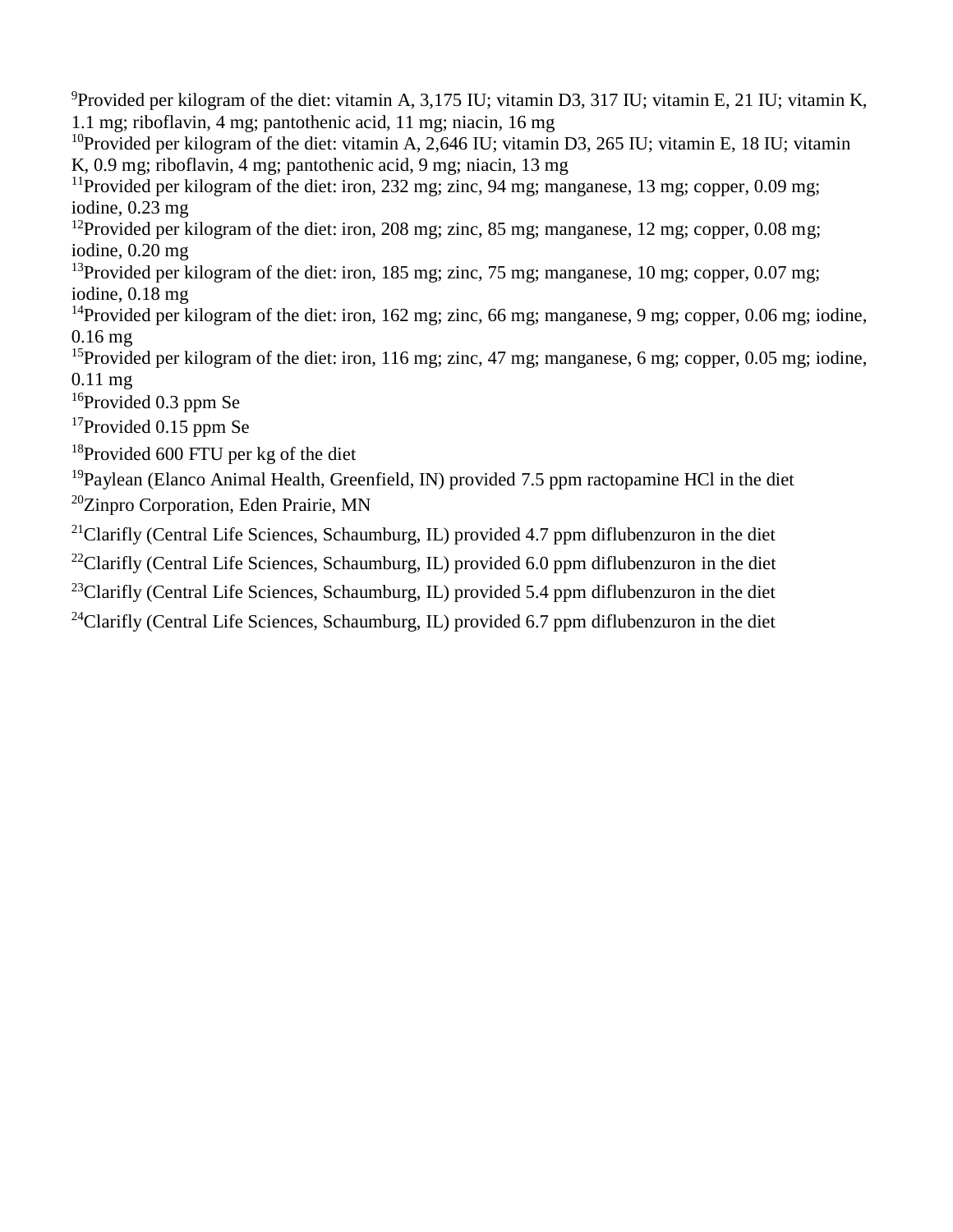[9]Provided per kilogram of the diet: vitamin A, 3,175 IU; vitamin D3, 317 IU; vitamin E, 21 IU; vitamin K, 1.1 mg; riboflavin, 4 mg; pantothenic acid, 11 mg; niacin, 16 mg

[10]Provided per kilogram of the diet: vitamin A, 2,646 IU; vitamin D3, 265 IU; vitamin E, 18 IU; vitamin K, 0.9 mg; riboflavin, 4 mg; pantothenic acid, 9 mg; niacin, 13 mg

[11]Provided per kilogram of the diet: iron, 232 mg; zinc, 94 mg; manganese, 13 mg; copper, 0.09 mg; iodine, 0.23 mg

[12]Provided per kilogram of the diet: iron, 208 mg; zinc, 85 mg; manganese, 12 mg; copper, 0.08 mg; iodine, 0.20 mg

[13]Provided per kilogram of the diet: iron, 185 mg; zinc, 75 mg; manganese, 10 mg; copper, 0.07 mg; iodine, 0.18 mg

[14]Provided per kilogram of the diet: iron, 162 mg; zinc, 66 mg; manganese, 9 mg; copper, 0.06 mg; iodine, 0.16 mg

[15]Provided per kilogram of the diet: iron, 116 mg; zinc, 47 mg; manganese, 6 mg; copper, 0.05 mg; iodine, 0.11 mg

[16]Provided 0.3 ppm Se

[17]Provided 0.15 ppm Se

[18]Provided 600 FTU per kg of the diet

[19]Paylean (Elanco Animal Health, Greenfield, IN) provided 7.5 ppm ractopamine HCl in the diet

[20]Zinpro Corporation, Eden Prairie, MN

[21]Clarifly (Central Life Sciences, Schaumburg, IL) provided 4.7 ppm diflubenzuron in the diet

[22]Clarifly (Central Life Sciences, Schaumburg, IL) provided 6.0 ppm diflubenzuron in the diet

[23]Clarifly (Central Life Sciences, Schaumburg, IL) provided 5.4 ppm diflubenzuron in the diet

[24]Clarifly (Central Life Sciences, Schaumburg, IL) provided 6.7 ppm diflubenzuron in the diet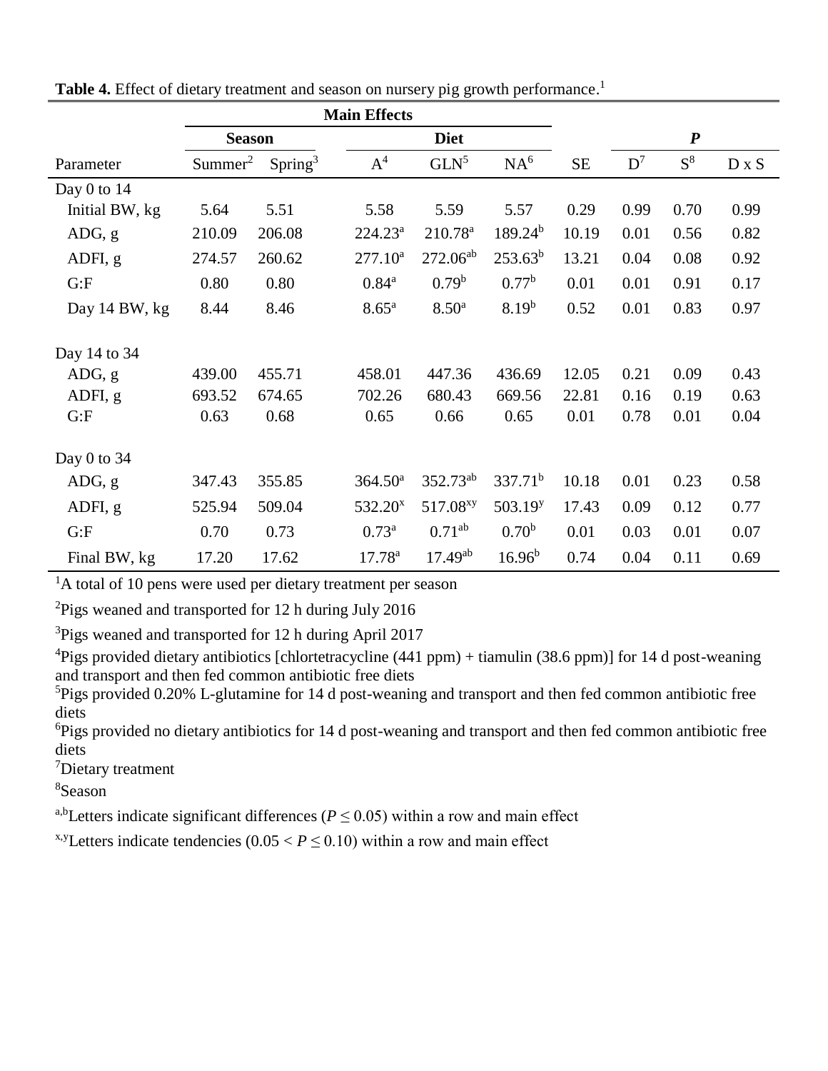**Table 4.** Effect of dietary treatment and season on nursery pig growth performance.[1]

| | Main Effects | | | | | | | | |
|---|---|---|---|---|---|---|---|---|---|
| | Season | | Diet | | | | *P* | | |
| Parameter | Summer[2] | Spring[3] | A[4] | GLN[5] | NA[6] | SE | D[7] | S[8] | D x S |
| Day 0 to 14 | | | | | | | | | |
| Initial BW, kg | 5.64 | 5.51 | 5.58 | 5.59 | 5.57 | 0.29 | 0.99 | 0.70 | 0.99 |
| ADG, g | 210.09 | 206.08 | 224.23[a] | 210.78[a] | 189.24[b] | 10.19 | 0.01 | 0.56 | 0.82 |
| ADFI, g | 274.57 | 260.62 | 277.10[a] | 272.06[ab] | 253.63[b] | 13.21 | 0.04 | 0.08 | 0.92 |
| G:F | 0.80 | 0.80 | 0.84[a] | 0.79[b] | 0.77[b] | 0.01 | 0.01 | 0.91 | 0.17 |
| Day 14 BW, kg | 8.44 | 8.46 | 8.65[a] | 8.50[a] | 8.19[b] | 0.52 | 0.01 | 0.83 | 0.97 |
| Day 14 to 34 | | | | | | | | | |
| ADG, g | 439.00 | 455.71 | 458.01 | 447.36 | 436.69 | 12.05 | 0.21 | 0.09 | 0.43 |
| ADFI, g | 693.52 | 674.65 | 702.26 | 680.43 | 669.56 | 22.81 | 0.16 | 0.19 | 0.63 |
| G:F | 0.63 | 0.68 | 0.65 | 0.66 | 0.65 | 0.01 | 0.78 | 0.01 | 0.04 |
| Day 0 to 34 | | | | | | | | | |
| ADG, g | 347.43 | 355.85 | 364.50[a] | 352.73[ab] | 337.71[b] | 10.18 | 0.01 | 0.23 | 0.58 |
| ADFI, g | 525.94 | 509.04 | 532.20[x] | 517.08[xy] | 503.19[y] | 17.43 | 0.09 | 0.12 | 0.77 |
| G:F | 0.70 | 0.73 | 0.73[a] | 0.71[ab] | 0.70[b] | 0.01 | 0.03 | 0.01 | 0.07 |
| Final BW, kg | 17.20 | 17.62 | 17.78[a] | 17.49[ab] | 16.96[b] | 0.74 | 0.04 | 0.11 | 0.69 |

[1]A total of 10 pens were used per dietary treatment per season

[2]Pigs weaned and transported for 12 h during July 2016

[3]Pigs weaned and transported for 12 h during April 2017

[4]Pigs provided dietary antibiotics [chlortetracycline (441 ppm) + tiamulin (38.6 ppm)] for 14 d post-weaning and transport and then fed common antibiotic free diets

[5]Pigs provided 0.20% L-glutamine for 14 d post-weaning and transport and then fed common antibiotic free diets

[6]Pigs provided no dietary antibiotics for 14 d post-weaning and transport and then fed common antibiotic free diets

[7]Dietary treatment

[8]Season

[a,b]Letters indicate significant differences ($P \leq 0.05$) within a row and main effect

[x,y]Letters indicate tendencies ($0.05 < P \leq 0.10$) within a row and main effect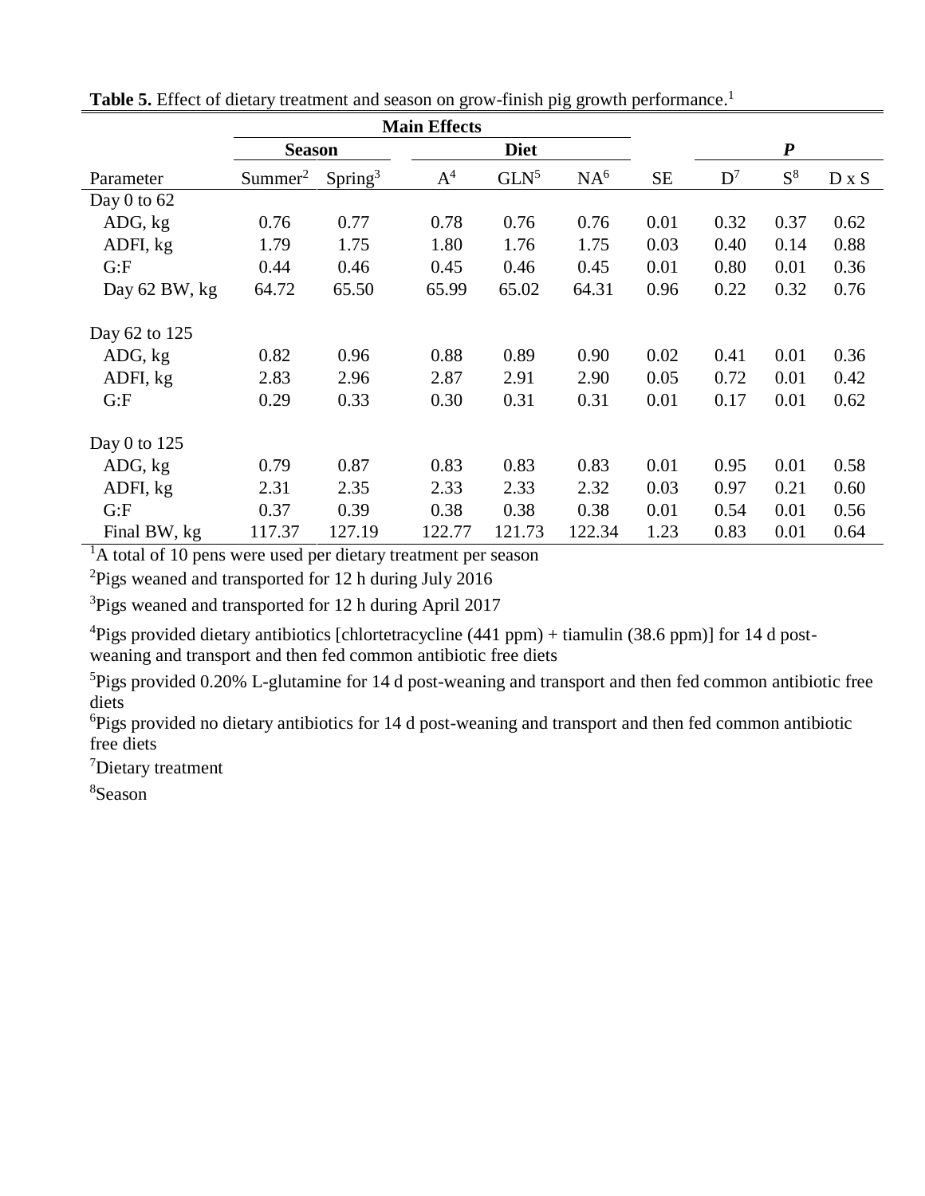**Table 5.** Effect of dietary treatment and season on grow-finish pig growth performance.[1]

| | Main Effects | | | | | | | | |
|---|---|---|---|---|---|---|---|---|---|
| | Season | | Diet | | | | *P* | | |
| Parameter | Summer[2] | Spring[3] | A[4] | GLN[5] | NA[6] | SE | D[7] | S[8] | D x S |
| Day 0 to 62 | | | | | | | | | |
| ADG, kg | 0.76 | 0.77 | 0.78 | 0.76 | 0.76 | 0.01 | 0.32 | 0.37 | 0.62 |
| ADFI, kg | 1.79 | 1.75 | 1.80 | 1.76 | 1.75 | 0.03 | 0.40 | 0.14 | 0.88 |
| G:F | 0.44 | 0.46 | 0.45 | 0.46 | 0.45 | 0.01 | 0.80 | 0.01 | 0.36 |
| Day 62 BW, kg | 64.72 | 65.50 | 65.99 | 65.02 | 64.31 | 0.96 | 0.22 | 0.32 | 0.76 |
| Day 62 to 125 | | | | | | | | | |
| ADG, kg | 0.82 | 0.96 | 0.88 | 0.89 | 0.90 | 0.02 | 0.41 | 0.01 | 0.36 |
| ADFI, kg | 2.83 | 2.96 | 2.87 | 2.91 | 2.90 | 0.05 | 0.72 | 0.01 | 0.42 |
| G:F | 0.29 | 0.33 | 0.30 | 0.31 | 0.31 | 0.01 | 0.17 | 0.01 | 0.62 |
| Day 0 to 125 | | | | | | | | | |
| ADG, kg | 0.79 | 0.87 | 0.83 | 0.83 | 0.83 | 0.01 | 0.95 | 0.01 | 0.58 |
| ADFI, kg | 2.31 | 2.35 | 2.33 | 2.33 | 2.32 | 0.03 | 0.97 | 0.21 | 0.60 |
| G:F | 0.37 | 0.39 | 0.38 | 0.38 | 0.38 | 0.01 | 0.54 | 0.01 | 0.56 |
| Final BW, kg | 117.37 | 127.19 | 122.77 | 121.73 | 122.34 | 1.23 | 0.83 | 0.01 | 0.64 |

[1]A total of 10 pens were used per dietary treatment per season

[2]Pigs weaned and transported for 12 h during July 2016

[3]Pigs weaned and transported for 12 h during April 2017

[4]Pigs provided dietary antibiotics [chlortetracycline (441 ppm) + tiamulin (38.6 ppm)] for 14 d post-weaning and transport and then fed common antibiotic free diets

[5]Pigs provided 0.20% L-glutamine for 14 d post-weaning and transport and then fed common antibiotic free diets

[6]Pigs provided no dietary antibiotics for 14 d post-weaning and transport and then fed common antibiotic free diets

[7]Dietary treatment

[8]Season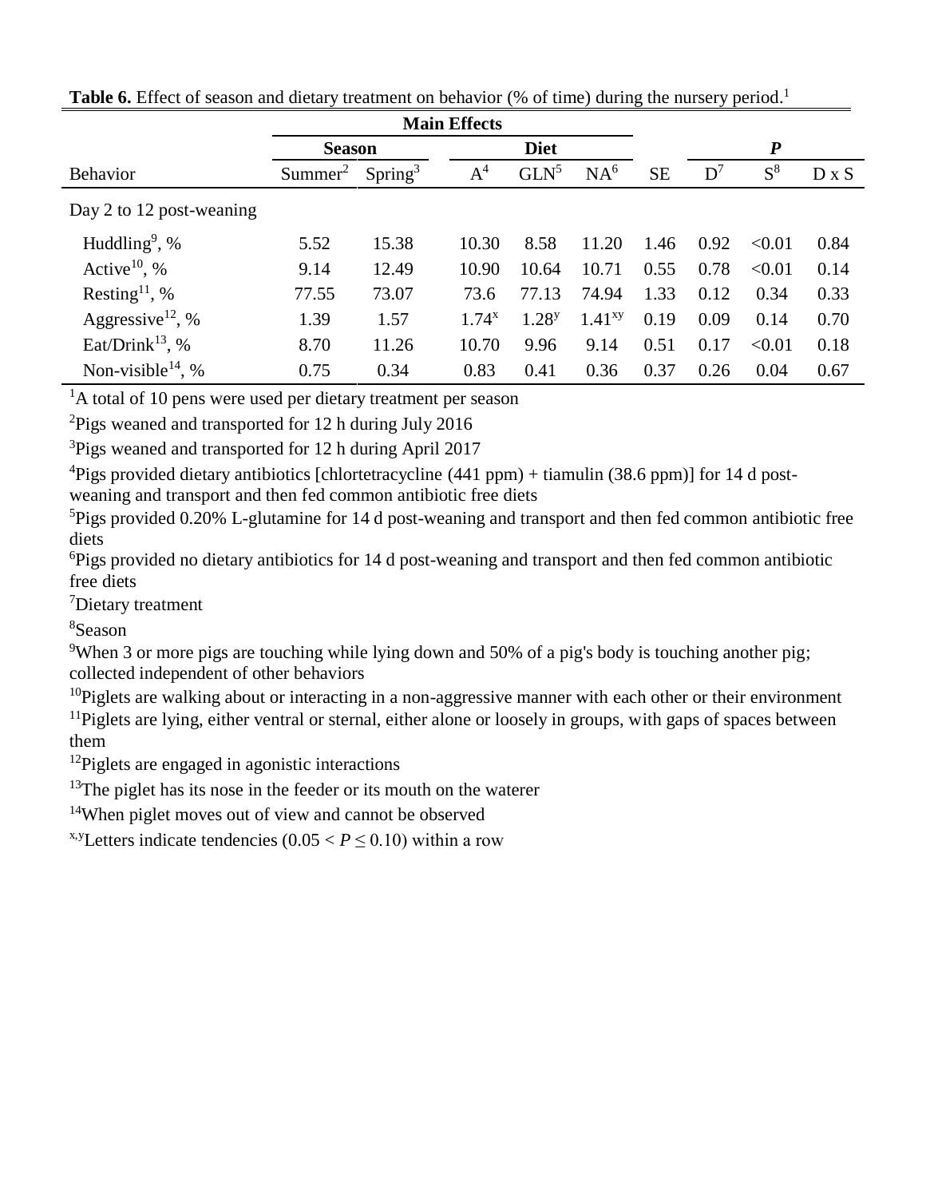**Table 6.** Effect of season and dietary treatment on behavior (% of time) during the nursery period.[1]

| | Main Effects | | | | | | | | |
|---|---|---|---|---|---|---|---|---|---|
| | Season | | Diet | | | | *P* | | |
| Behavior | Summer[2] | Spring[3] | A[4] | GLN[5] | NA[6] | SE | D[7] | S[8] | D x S |
| Day 2 to 12 post-weaning | | | | | | | | | |
| Huddling[9], % | 5.52 | 15.38 | 10.30 | 8.58 | 11.20 | 1.46 | 0.92 | <0.01 | 0.84 |
| Active[10], % | 9.14 | 12.49 | 10.90 | 10.64 | 10.71 | 0.55 | 0.78 | <0.01 | 0.14 |
| Resting[11], % | 77.55 | 73.07 | 73.6 | 77.13 | 74.94 | 1.33 | 0.12 | 0.34 | 0.33 |
| Aggressive[12], % | 1.39 | 1.57 | 1.74[x] | 1.28[y] | 1.41[xy] | 0.19 | 0.09 | 0.14 | 0.70 |
| Eat/Drink[13], % | 8.70 | 11.26 | 10.70 | 9.96 | 9.14 | 0.51 | 0.17 | <0.01 | 0.18 |
| Non-visible[14], % | 0.75 | 0.34 | 0.83 | 0.41 | 0.36 | 0.37 | 0.26 | 0.04 | 0.67 |

[1]A total of 10 pens were used per dietary treatment per season

[2]Pigs weaned and transported for 12 h during July 2016

[3]Pigs weaned and transported for 12 h during April 2017

[4]Pigs provided dietary antibiotics [chlortetracycline (441 ppm) + tiamulin (38.6 ppm)] for 14 d post-weaning and transport and then fed common antibiotic free diets

[5]Pigs provided 0.20% L-glutamine for 14 d post-weaning and transport and then fed common antibiotic free diets

[6]Pigs provided no dietary antibiotics for 14 d post-weaning and transport and then fed common antibiotic free diets

[7]Dietary treatment

[8]Season

[9]When 3 or more pigs are touching while lying down and 50% of a pig's body is touching another pig; collected independent of other behaviors

[10]Piglets are walking about or interacting in a non-aggressive manner with each other or their environment

[11]Piglets are lying, either ventral or sternal, either alone or loosely in groups, with gaps of spaces between them

[12]Piglets are engaged in agonistic interactions

[13]The piglet has its nose in the feeder or its mouth on the waterer

[14]When piglet moves out of view and cannot be observed

[x,y]Letters indicate tendencies ($0.05 < P \leq 0.10$) within a row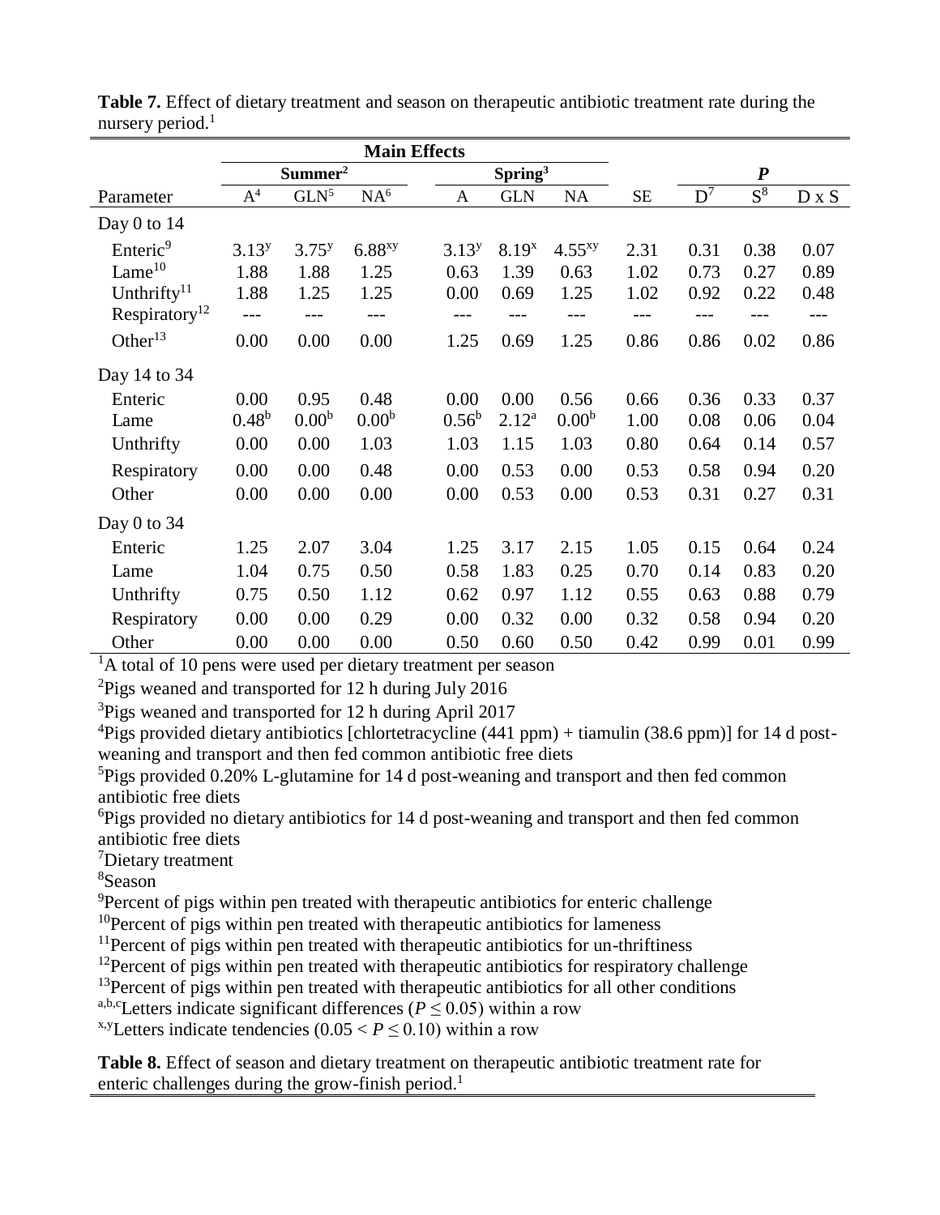**Table 7.** Effect of dietary treatment and season on therapeutic antibiotic treatment rate during the nursery period.[1]

| | Main Effects | | | | | | | | | |
|---|---|---|---|---|---|---|---|---|---|---|
| | Summer[2] | | | Spring[3] | | | | *P* | | |
| Parameter | A[4] | GLN[5] | NA[6] | A | GLN | NA | SE | D[7] | S[8] | D x S |
| Day 0 to 14 | | | | | | | | | | |
| Enteric[9] | 3.13[y] | 3.75[y] | 6.88[xy] | 3.13[y] | 8.19[x] | 4.55[xy] | 2.31 | 0.31 | 0.38 | 0.07 |
| Lame[10] | 1.88 | 1.88 | 1.25 | 0.63 | 1.39 | 0.63 | 1.02 | 0.73 | 0.27 | 0.89 |
| Unthrifty[11] | 1.88 | 1.25 | 1.25 | 0.00 | 0.69 | 1.25 | 1.02 | 0.92 | 0.22 | 0.48 |
| Respiratory[12] | --- | --- | --- | --- | --- | --- | --- | --- | --- | --- |
| Other[13] | 0.00 | 0.00 | 0.00 | 1.25 | 0.69 | 1.25 | 0.86 | 0.86 | 0.02 | 0.86 |
| Day 14 to 34 | | | | | | | | | | |
| Enteric | 0.00 | 0.95 | 0.48 | 0.00 | 0.00 | 0.56 | 0.66 | 0.36 | 0.33 | 0.37 |
| Lame | 0.48[b] | 0.00[b] | 0.00[b] | 0.56[b] | 2.12[a] | 0.00[b] | 1.00 | 0.08 | 0.06 | 0.04 |
| Unthrifty | 0.00 | 0.00 | 1.03 | 1.03 | 1.15 | 1.03 | 0.80 | 0.64 | 0.14 | 0.57 |
| Respiratory | 0.00 | 0.00 | 0.48 | 0.00 | 0.53 | 0.00 | 0.53 | 0.58 | 0.94 | 0.20 |
| Other | 0.00 | 0.00 | 0.00 | 0.00 | 0.53 | 0.00 | 0.53 | 0.31 | 0.27 | 0.31 |
| Day 0 to 34 | | | | | | | | | | |
| Enteric | 1.25 | 2.07 | 3.04 | 1.25 | 3.17 | 2.15 | 1.05 | 0.15 | 0.64 | 0.24 |
| Lame | 1.04 | 0.75 | 0.50 | 0.58 | 1.83 | 0.25 | 0.70 | 0.14 | 0.83 | 0.20 |
| Unthrifty | 0.75 | 0.50 | 1.12 | 0.62 | 0.97 | 1.12 | 0.55 | 0.63 | 0.88 | 0.79 |
| Respiratory | 0.00 | 0.00 | 0.29 | 0.00 | 0.32 | 0.00 | 0.32 | 0.58 | 0.94 | 0.20 |
| Other | 0.00 | 0.00 | 0.00 | 0.50 | 0.60 | 0.50 | 0.42 | 0.99 | 0.01 | 0.99 |

[1]A total of 10 pens were used per dietary treatment per season

[2]Pigs weaned and transported for 12 h during July 2016

[3]Pigs weaned and transported for 12 h during April 2017

[4]Pigs provided dietary antibiotics [chlortetracycline (441 ppm) + tiamulin (38.6 ppm)] for 14 d post-weaning and transport and then fed common antibiotic free diets

[5]Pigs provided 0.20% L-glutamine for 14 d post-weaning and transport and then fed common antibiotic free diets

[6]Pigs provided no dietary antibiotics for 14 d post-weaning and transport and then fed common antibiotic free diets

[7]Dietary treatment

[8]Season

[9]Percent of pigs within pen treated with therapeutic antibiotics for enteric challenge

[10]Percent of pigs within pen treated with therapeutic antibiotics for lameness

[11]Percent of pigs within pen treated with therapeutic antibiotics for un-thriftiness

[12]Percent of pigs within pen treated with therapeutic antibiotics for respiratory challenge

[13]Percent of pigs within pen treated with therapeutic antibiotics for all other conditions

[a,b,c]Letters indicate significant differences ($P \leq 0.05$) within a row

[x,y]Letters indicate tendencies ($0.05 < P \leq 0.10$) within a row

**Table 8.** Effect of season and dietary treatment on therapeutic antibiotic treatment rate for enteric challenges during the grow-finish period.[1]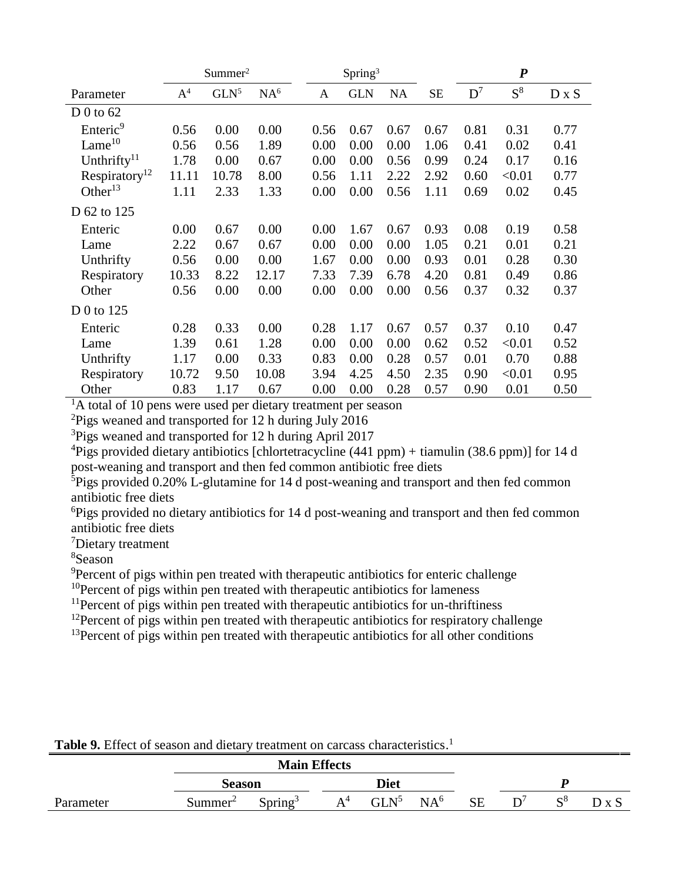| | Summer[2] | | | Spring[3] | | | | *P* | | |
|---|---|---|---|---|---|---|---|---|---|---|
| Parameter | A[4] | GLN[5] | NA[6] | A | GLN | NA | SE | D[7] | S[8] | D x S |
| D 0 to 62 | | | | | | | | | | |
| Enteric[9] | 0.56 | 0.00 | 0.00 | 0.56 | 0.67 | 0.67 | 0.67 | 0.81 | 0.31 | 0.77 |
| Lame[10] | 0.56 | 0.56 | 1.89 | 0.00 | 0.00 | 0.00 | 1.06 | 0.41 | 0.02 | 0.41 |
| Unthrifty[11] | 1.78 | 0.00 | 0.67 | 0.00 | 0.00 | 0.56 | 0.99 | 0.24 | 0.17 | 0.16 |
| Respiratory[12] | 11.11 | 10.78 | 8.00 | 0.56 | 1.11 | 2.22 | 2.92 | 0.60 | <0.01 | 0.77 |
| Other[13] | 1.11 | 2.33 | 1.33 | 0.00 | 0.00 | 0.56 | 1.11 | 0.69 | 0.02 | 0.45 |
| D 62 to 125 | | | | | | | | | | |
| Enteric | 0.00 | 0.67 | 0.00 | 0.00 | 1.67 | 0.67 | 0.93 | 0.08 | 0.19 | 0.58 |
| Lame | 2.22 | 0.67 | 0.67 | 0.00 | 0.00 | 0.00 | 1.05 | 0.21 | 0.01 | 0.21 |
| Unthrifty | 0.56 | 0.00 | 0.00 | 1.67 | 0.00 | 0.00 | 0.93 | 0.01 | 0.28 | 0.30 |
| Respiratory | 10.33 | 8.22 | 12.17 | 7.33 | 7.39 | 6.78 | 4.20 | 0.81 | 0.49 | 0.86 |
| Other | 0.56 | 0.00 | 0.00 | 0.00 | 0.00 | 0.00 | 0.56 | 0.37 | 0.32 | 0.37 |
| D 0 to 125 | | | | | | | | | | |
| Enteric | 0.28 | 0.33 | 0.00 | 0.28 | 1.17 | 0.67 | 0.57 | 0.37 | 0.10 | 0.47 |
| Lame | 1.39 | 0.61 | 1.28 | 0.00 | 0.00 | 0.00 | 0.62 | 0.52 | <0.01 | 0.52 |
| Unthrifty | 1.17 | 0.00 | 0.33 | 0.83 | 0.00 | 0.28 | 0.57 | 0.01 | 0.70 | 0.88 |
| Respiratory | 10.72 | 9.50 | 10.08 | 3.94 | 4.25 | 4.50 | 2.35 | 0.90 | <0.01 | 0.95 |
| Other | 0.83 | 1.17 | 0.67 | 0.00 | 0.00 | 0.28 | 0.57 | 0.90 | 0.01 | 0.50 |

[1]A total of 10 pens were used per dietary treatment per season
[2]Pigs weaned and transported for 12 h during July 2016
[3]Pigs weaned and transported for 12 h during April 2017
[4]Pigs provided dietary antibiotics [chlortetracycline (441 ppm) + tiamulin (38.6 ppm)] for 14 d post-weaning and transport and then fed common antibiotic free diets
[5]Pigs provided 0.20% L-glutamine for 14 d post-weaning and transport and then fed common antibiotic free diets
[6]Pigs provided no dietary antibiotics for 14 d post-weaning and transport and then fed common antibiotic free diets
[7]Dietary treatment
[8]Season
[9]Percent of pigs within pen treated with therapeutic antibiotics for enteric challenge
[10]Percent of pigs within pen treated with therapeutic antibiotics for lameness
[11]Percent of pigs within pen treated with therapeutic antibiotics for un-thriftiness
[12]Percent of pigs within pen treated with therapeutic antibiotics for respiratory challenge
[13]Percent of pigs within pen treated with therapeutic antibiotics for all other conditions

**Table 9.** Effect of season and dietary treatment on carcass characteristics.[1]

| | Main Effects | | | | | | | | |
|---|---|---|---|---|---|---|---|---|---|
| | **Season** | | **Diet** | | | | ***P*** | | |
| Parameter | Summer[2] | Spring[3] | A[4] | GLN[5] | NA[6] | SE | D[7] | S[8] | D x S |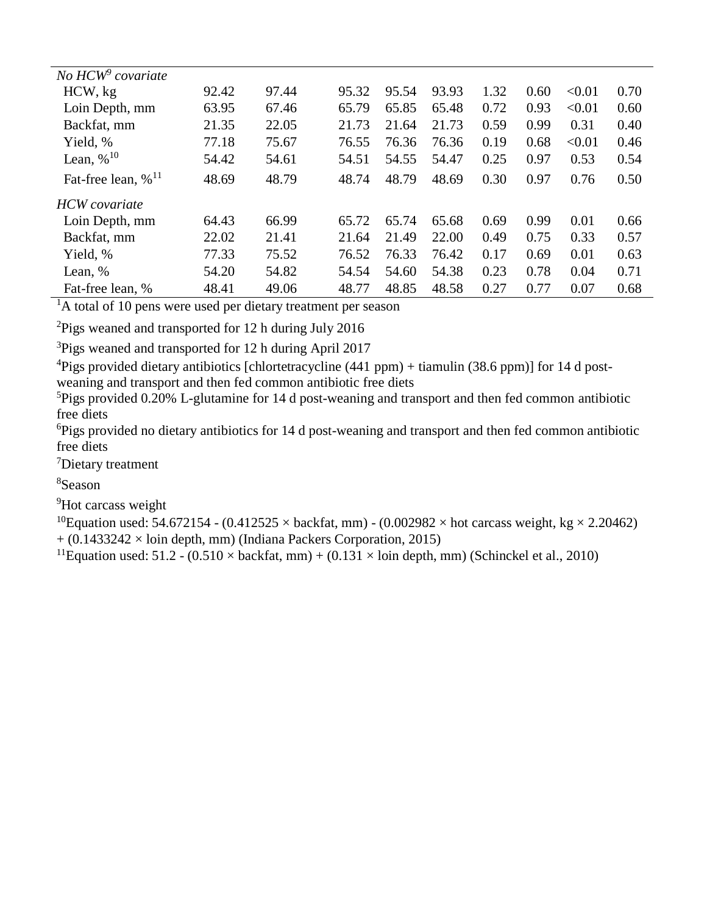| | | | | | | | | | |
|---|---|---|---|---|---|---|---|---|---|
| *No HCW[9] covariate* | | | | | | | | | |
| HCW, kg | 92.42 | 97.44 | 95.32 | 95.54 | 93.93 | 1.32 | 0.60 | <0.01 | 0.70 |
| Loin Depth, mm | 63.95 | 67.46 | 65.79 | 65.85 | 65.48 | 0.72 | 0.93 | <0.01 | 0.60 |
| Backfat, mm | 21.35 | 22.05 | 21.73 | 21.64 | 21.73 | 0.59 | 0.99 | 0.31 | 0.40 |
| Yield, % | 77.18 | 75.67 | 76.55 | 76.36 | 76.36 | 0.19 | 0.68 | <0.01 | 0.46 |
| Lean, %[10] | 54.42 | 54.61 | 54.51 | 54.55 | 54.47 | 0.25 | 0.97 | 0.53 | 0.54 |
| Fat-free lean, %[11] | 48.69 | 48.79 | 48.74 | 48.79 | 48.69 | 0.30 | 0.97 | 0.76 | 0.50 |
| *HCW covariate* | | | | | | | | | |
| Loin Depth, mm | 64.43 | 66.99 | 65.72 | 65.74 | 65.68 | 0.69 | 0.99 | 0.01 | 0.66 |
| Backfat, mm | 22.02 | 21.41 | 21.64 | 21.49 | 22.00 | 0.49 | 0.75 | 0.33 | 0.57 |
| Yield, % | 77.33 | 75.52 | 76.52 | 76.33 | 76.42 | 0.17 | 0.69 | 0.01 | 0.63 |
| Lean, % | 54.20 | 54.82 | 54.54 | 54.60 | 54.38 | 0.23 | 0.78 | 0.04 | 0.71 |
| Fat-free lean, % | 48.41 | 49.06 | 48.77 | 48.85 | 48.58 | 0.27 | 0.77 | 0.07 | 0.68 |

[1]A total of 10 pens were used per dietary treatment per season

[2]Pigs weaned and transported for 12 h during July 2016

[3]Pigs weaned and transported for 12 h during April 2017

[4]Pigs provided dietary antibiotics [chlortetracycline (441 ppm) + tiamulin (38.6 ppm)] for 14 d post-weaning and transport and then fed common antibiotic free diets

[5]Pigs provided 0.20% L-glutamine for 14 d post-weaning and transport and then fed common antibiotic free diets

[6]Pigs provided no dietary antibiotics for 14 d post-weaning and transport and then fed common antibiotic free diets

[7]Dietary treatment

[8]Season

[9]Hot carcass weight

[10]Equation used: $54.672154 - (0.412525 \times \text{backfat, mm}) - (0.002982 \times \text{hot carcass weight, kg} \times 2.20462) + (0.1433242 \times \text{loin depth, mm})$ (Indiana Packers Corporation, 2015)

[11]Equation used: $51.2 - (0.510 \times \text{backfat, mm}) + (0.131 \times \text{loin depth, mm})$ (Schinckel et al., 2010)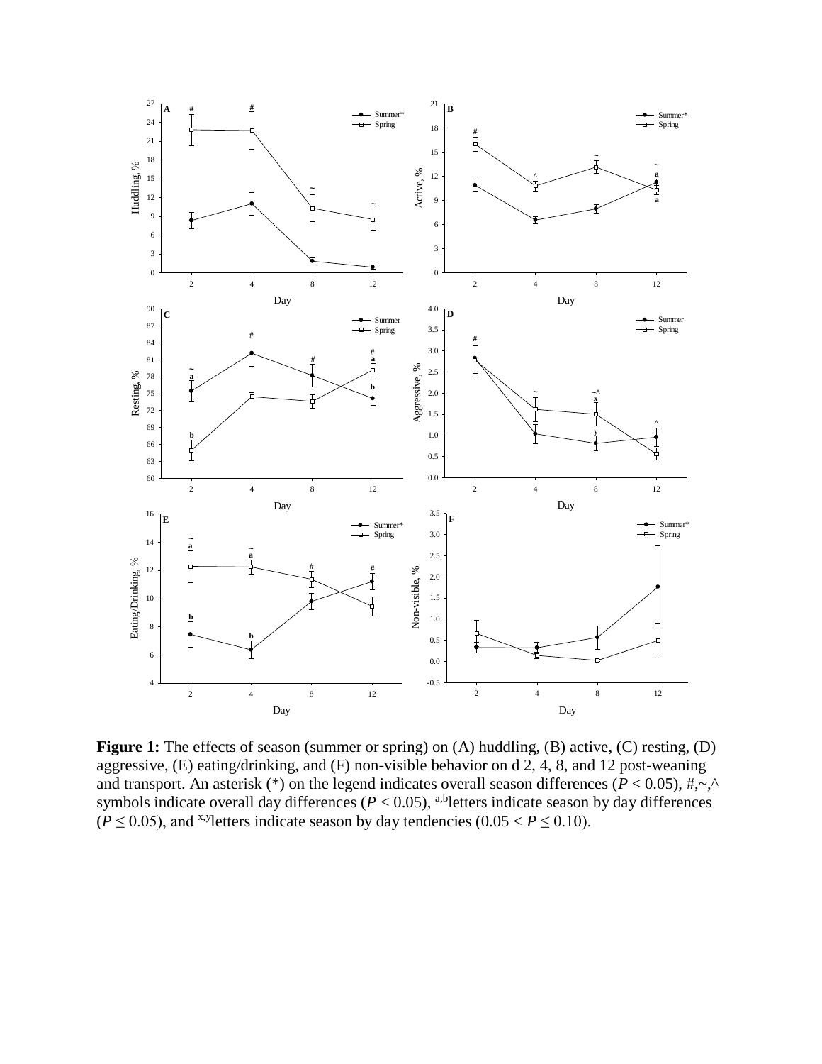A

Huddling, %

27
24
21
18
15
12
9
6
3
0

2 4 8 12

Day

Summer*
Spring

B

Active, %

21
18
15
12
9
6
3
0

2 4 8 12

Day

Summer*
Spring

C

Resting, %

90
87
84
81
78
75
72
69
66
63
60

2 4 8 12

Day

Summer
Spring

D

Aggressive, %

4.0
3.5
3.0
2.5
2.0
1.5
1.0
0.5
0.0

2 4 8 12

Day

Summer
Spring

E

Eating/Drinking, %

16
14
12
10
8
6
4

2 4 8 12

Day

Summer*
Spring

F

Non-visible, %

3.5
3.0
2.5
2.0
1.5
1.0
0.5
0.0
-0.5

2 4 8 12

Day

Summer*
Spring

**Figure 1:** The effects of season (summer or spring) on (A) huddling, (B) active, (C) resting, (D) aggressive, (E) eating/drinking, and (F) non-visible behavior on d 2, 4, 8, and 12 post-weaning and transport. An asterisk (*) on the legend indicates overall season differences ($P < 0.05$), #,~,^ symbols indicate overall day differences ($P < 0.05$), [a,b]letters indicate season by day differences ($P \leq 0.05$), and [x,y]letters indicate season by day tendencies ($0.05 < P \leq 0.10$).